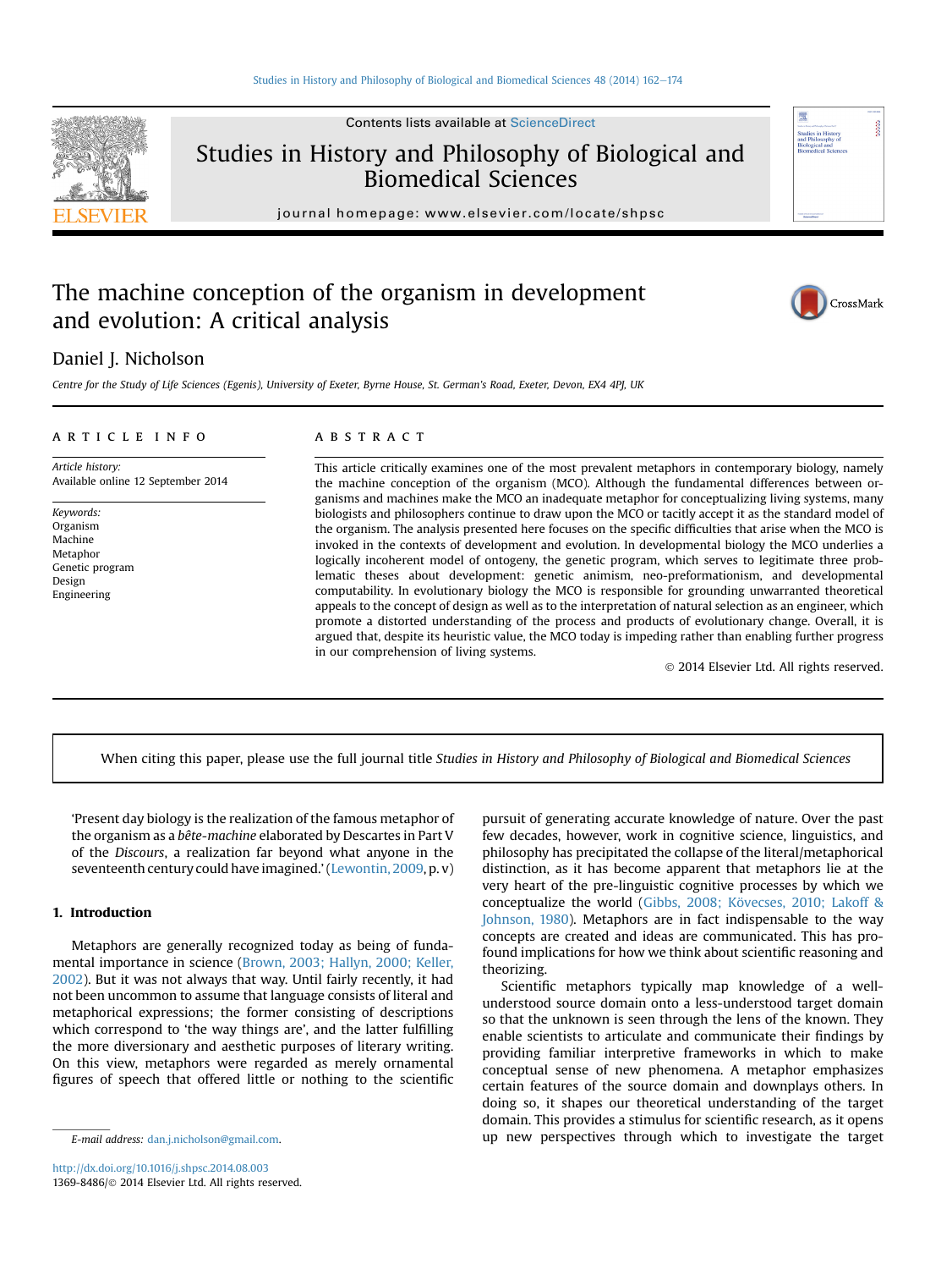# The machine conception of the organism in development and evolution: A critical analysis

Daniel J. Nicholson

*Centre for the Study of Life Sciences (Egenis), University of Exeter, Byrne House, St. German's Road, Exeter, Devon, EX4 4PJ, UK*

**ARTICLE INFO**

*Article history:*
Available online 12 September 2014

*Keywords:*
Organism
Machine
Metaphor
Genetic program
Design
Engineering

**ABSTRACT**

This article critically examines one of the most prevalent metaphors in contemporary biology, namely the machine conception of the organism (MCO). Although the fundamental differences between organisms and machines make the MCO an inadequate metaphor for conceptualizing living systems, many biologists and philosophers continue to draw upon the MCO or tacitly accept it as the standard model of the organism. The analysis presented here focuses on the specific difficulties that arise when the MCO is invoked in the contexts of development and evolution. In developmental biology the MCO underlies a logically incoherent model of ontogeny, the genetic program, which serves to legitimate three problematic theses about development: genetic animism, neo-preformationism, and developmental computability. In evolutionary biology the MCO is responsible for grounding unwarranted theoretical appeals to the concept of design as well as to the interpretation of natural selection as an engineer, which promote a distorted understanding of the process and products of evolutionary change. Overall, it is argued that, despite its heuristic value, the MCO today is impeding rather than enabling further progress in our comprehension of living systems.

© 2014 Elsevier Ltd. All rights reserved.

When citing this paper, please use the full journal title *Studies in History and Philosophy of Biological and Biomedical Sciences*

> 'Present day biology is the realization of the famous metaphor of the organism as a *bête-machine* elaborated by Descartes in Part V of the *Discours*, a realization far beyond what anyone in the seventeenth century could have imagined.' (Lewontin, 2009, p. v)

## 1. Introduction

Metaphors are generally recognized today as being of fundamental importance in science (Brown, 2003; Hallyn, 2000; Keller, 2002). But it was not always that way. Until fairly recently, it had not been uncommon to assume that language consists of literal and metaphorical expressions; the former consisting of descriptions which correspond to 'the way things are', and the latter fulfilling the more diversionary and aesthetic purposes of literary writing. On this view, metaphors were regarded as merely ornamental figures of speech that offered little or nothing to the scientific pursuit of generating accurate knowledge of nature. Over the past few decades, however, work in cognitive science, linguistics, and philosophy has precipitated the collapse of the literal/metaphorical distinction, as it has become apparent that metaphors lie at the very heart of the pre-linguistic cognitive processes by which we conceptualize the world (Gibbs, 2008; Kövecses, 2010; Lakoff & Johnson, 1980). Metaphors are in fact indispensable to the way concepts are created and ideas are communicated. This has profound implications for how we think about scientific reasoning and theorizing.

Scientific metaphors typically map knowledge of a well-understood source domain onto a less-understood target domain so that the unknown is seen through the lens of the known. They enable scientists to articulate and communicate their findings by providing familiar interpretive frameworks in which to make conceptual sense of new phenomena. A metaphor emphasizes certain features of the source domain and downplays others. In doing so, it shapes our theoretical understanding of the target domain. This provides a stimulus for scientific research, as it opens up new perspectives through which to investigate the target

E-mail address: dan.j.nicholson@gmail.com.

http://dx.doi.org/10.1016/j.shpsc.2014.08.003
1369-8486/© 2014 Elsevier Ltd. All rights reserved.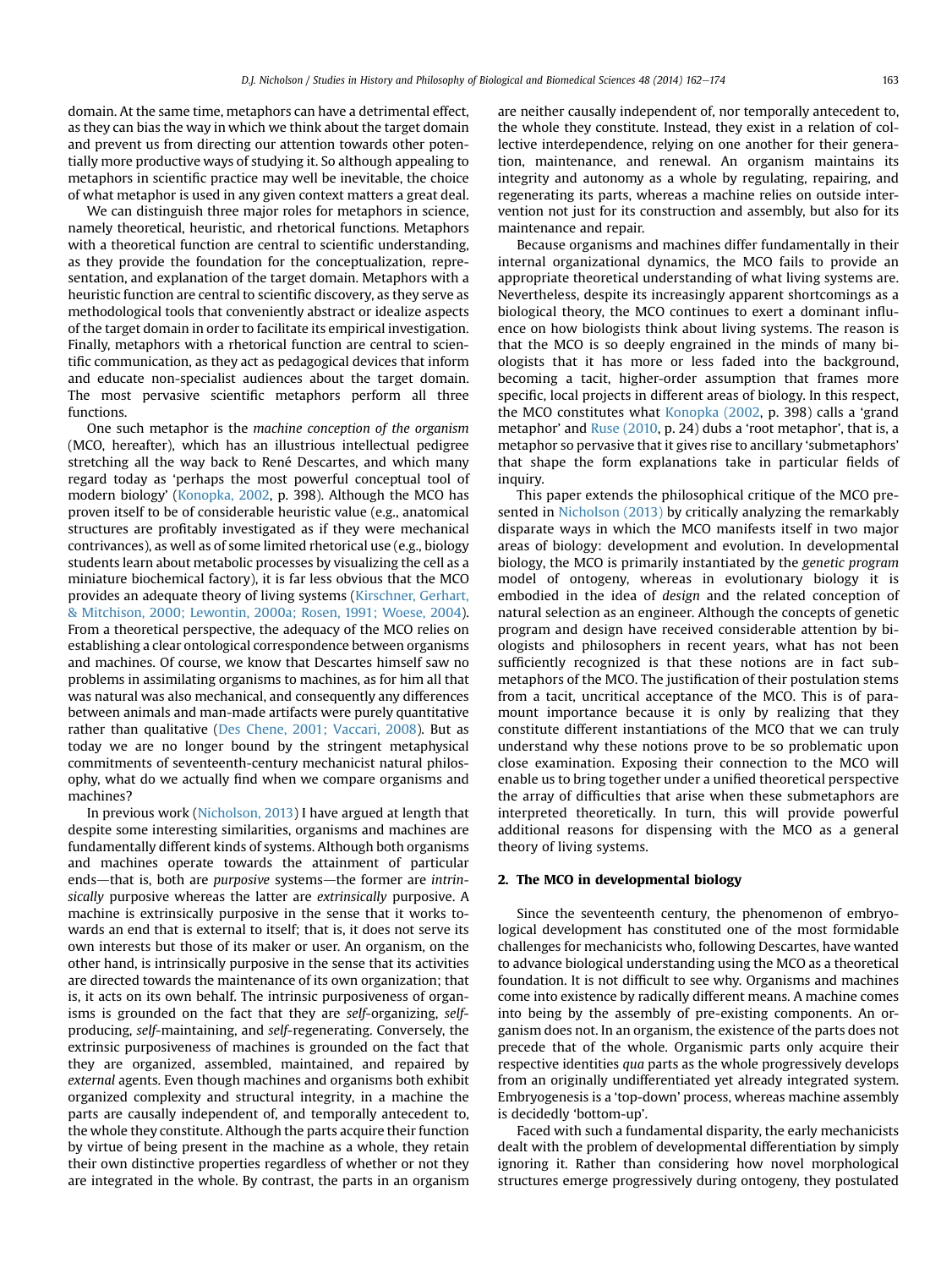domain. At the same time, metaphors can have a detrimental effect, as they can bias the way in which we think about the target domain and prevent us from directing our attention towards other potentially more productive ways of studying it. So although appealing to metaphors in scientific practice may well be inevitable, the choice of what metaphor is used in any given context matters a great deal.

We can distinguish three major roles for metaphors in science, namely theoretical, heuristic, and rhetorical functions. Metaphors with a theoretical function are central to scientific understanding, as they provide the foundation for the conceptualization, representation, and explanation of the target domain. Metaphors with a heuristic function are central to scientific discovery, as they serve as methodological tools that conveniently abstract or idealize aspects of the target domain in order to facilitate its empirical investigation. Finally, metaphors with a rhetorical function are central to scientific communication, as they act as pedagogical devices that inform and educate non-specialist audiences about the target domain. The most pervasive scientific metaphors perform all three functions.

One such metaphor is the *machine conception of the organism* (MCO, hereafter), which has an illustrious intellectual pedigree stretching all the way back to René Descartes, and which many regard today as 'perhaps the most powerful conceptual tool of modern biology' (Konopka, 2002, p. 398). Although the MCO has proven itself to be of considerable heuristic value (e.g., anatomical structures are profitably investigated as if they were mechanical contrivances), as well as of some limited rhetorical use (e.g., biology students learn about metabolic processes by visualizing the cell as a miniature biochemical factory), it is far less obvious that the MCO provides an adequate theory of living systems (Kirschner, Gerhart, & Mitchison, 2000; Lewontin, 2000a; Rosen, 1991; Woese, 2004). From a theoretical perspective, the adequacy of the MCO relies on establishing a clear ontological correspondence between organisms and machines. Of course, we know that Descartes himself saw no problems in assimilating organisms to machines, as for him all that was natural was also mechanical, and consequently any differences between animals and man-made artifacts were purely quantitative rather than qualitative (Des Chene, 2001; Vaccari, 2008). But as today we are no longer bound by the stringent metaphysical commitments of seventeenth-century mechanicist natural philosophy, what do we actually find when we compare organisms and machines?

In previous work (Nicholson, 2013) I have argued at length that despite some interesting similarities, organisms and machines are fundamentally different kinds of systems. Although both organisms and machines operate towards the attainment of particular ends—that is, both are *purposive* systems—the former are *intrinsically* purposive whereas the latter are *extrinsically* purposive. A machine is extrinsically purposive in the sense that it works towards an end that is external to itself; that is, it does not serve its own interests but those of its maker or user. An organism, on the other hand, is intrinsically purposive in the sense that its activities are directed towards the maintenance of its own organization; that is, it acts on its own behalf. The intrinsic purposiveness of organisms is grounded on the fact that they are *self*-organizing, *self*-producing, *self*-maintaining, and *self*-regenerating. Conversely, the extrinsic purposiveness of machines is grounded on the fact that they are organized, assembled, maintained, and repaired by *external* agents. Even though machines and organisms both exhibit organized complexity and structural integrity, in a machine the parts are causally independent of, and temporally antecedent to, the whole they constitute. Although the parts acquire their function by virtue of being present in the machine as a whole, they retain their own distinctive properties regardless of whether or not they are integrated in the whole. By contrast, the parts in an organism are neither causally independent of, nor temporally antecedent to, the whole they constitute. Instead, they exist in a relation of collective interdependence, relying on one another for their generation, maintenance, and renewal. An organism maintains its integrity and autonomy as a whole by regulating, repairing, and regenerating its parts, whereas a machine relies on outside intervention not just for its construction and assembly, but also for its maintenance and repair.

Because organisms and machines differ fundamentally in their internal organizational dynamics, the MCO fails to provide an appropriate theoretical understanding of what living systems are. Nevertheless, despite its increasingly apparent shortcomings as a biological theory, the MCO continues to exert a dominant influence on how biologists think about living systems. The reason is that the MCO is so deeply engrained in the minds of many biologists that it has more or less faded into the background, becoming a tacit, higher-order assumption that frames more specific, local projects in different areas of biology. In this respect, the MCO constitutes what Konopka (2002, p. 398) calls a 'grand metaphor' and Ruse (2010, p. 24) dubs a 'root metaphor', that is, a metaphor so pervasive that it gives rise to ancillary 'submetaphors' that shape the form explanations take in particular fields of inquiry.

This paper extends the philosophical critique of the MCO presented in Nicholson (2013) by critically analyzing the remarkably disparate ways in which the MCO manifests itself in two major areas of biology: development and evolution. In developmental biology, the MCO is primarily instantiated by the *genetic program* model of ontogeny, whereas in evolutionary biology it is embodied in the idea of *design* and the related conception of natural selection as an engineer. Although the concepts of genetic program and design have received considerable attention by biologists and philosophers in recent years, what has not been sufficiently recognized is that these notions are in fact submetaphors of the MCO. The justification of their postulation stems from a tacit, uncritical acceptance of the MCO. This is of paramount importance because it is only by realizing that they constitute different instantiations of the MCO that we can truly understand why these notions prove to be so problematic upon close examination. Exposing their connection to the MCO will enable us to bring together under a unified theoretical perspective the array of difficulties that arise when these submetaphors are interpreted theoretically. In turn, this will provide powerful additional reasons for dispensing with the MCO as a general theory of living systems.

## 2. The MCO in developmental biology

Since the seventeenth century, the phenomenon of embryological development has constituted one of the most formidable challenges for mechanicists who, following Descartes, have wanted to advance biological understanding using the MCO as a theoretical foundation. It is not difficult to see why. Organisms and machines come into existence by radically different means. A machine comes into being by the assembly of pre-existing components. An organism does not. In an organism, the existence of the parts does not precede that of the whole. Organismic parts only acquire their respective identities *qua* parts as the whole progressively develops from an originally undifferentiated yet already integrated system. Embryogenesis is a 'top-down' process, whereas machine assembly is decidedly 'bottom-up'.

Faced with such a fundamental disparity, the early mechanicists dealt with the problem of developmental differentiation by simply ignoring it. Rather than considering how novel morphological structures emerge progressively during ontogeny, they postulated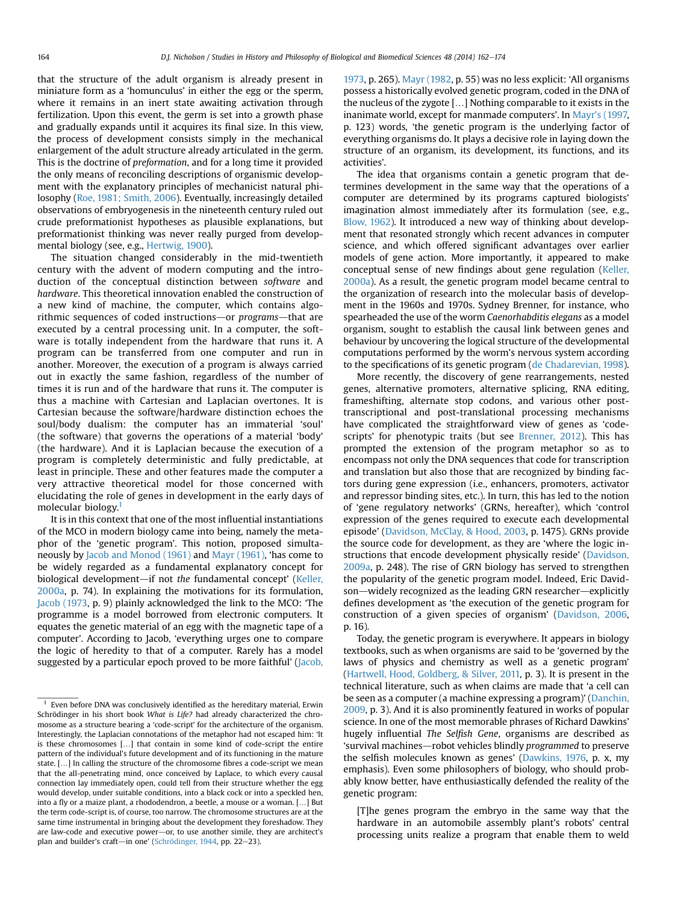that the structure of the adult organism is already present in miniature form as a 'homunculus' in either the egg or the sperm, where it remains in an inert state awaiting activation through fertilization. Upon this event, the germ is set into a growth phase and gradually expands until it acquires its final size. In this view, the process of development consists simply in the mechanical enlargement of the adult structure already articulated in the germ. This is the doctrine of *preformation*, and for a long time it provided the only means of reconciling descriptions of organismic development with the explanatory principles of mechanicist natural philosophy (Roe, 1981; Smith, 2006). Eventually, increasingly detailed observations of embryogenesis in the nineteenth century ruled out crude preformationist hypotheses as plausible explanations, but preformationist thinking was never really purged from developmental biology (see, e.g., Hertwig, 1900).

The situation changed considerably in the mid-twentieth century with the advent of modern computing and the introduction of the conceptual distinction between *software* and *hardware*. This theoretical innovation enabled the construction of a new kind of machine, the computer, which contains algorithmic sequences of coded instructions—or *programs*—that are executed by a central processing unit. In a computer, the software is totally independent from the hardware that runs it. A program can be transferred from one computer and run in another. Moreover, the execution of a program is always carried out in exactly the same fashion, regardless of the number of times it is run and of the hardware that runs it. The computer is thus a machine with Cartesian and Laplacian overtones. It is Cartesian because the software/hardware distinction echoes the soul/body dualism: the computer has an immaterial 'soul' (the software) that governs the operations of a material 'body' (the hardware). And it is Laplacian because the execution of a program is completely deterministic and fully predictable, at least in principle. These and other features made the computer a very attractive theoretical model for those concerned with elucidating the role of genes in development in the early days of molecular biology.[1]

It is in this context that one of the most influential instantiations of the MCO in modern biology came into being, namely the metaphor of the 'genetic program'. This notion, proposed simultaneously by Jacob and Monod (1961) and Mayr (1961), 'has come to be widely regarded as a fundamental explanatory concept for biological development—if not *the* fundamental concept' (Keller, 2000a, p. 74). In explaining the motivations for its formulation, Jacob (1973, p. 9) plainly acknowledged the link to the MCO: 'The programme is a model borrowed from electronic computers. It equates the genetic material of an egg with the magnetic tape of a computer'. According to Jacob, 'everything urges one to compare the logic of heredity to that of a computer. Rarely has a model suggested by a particular epoch proved to be more faithful' (Jacob, 1973, p. 265). Mayr (1982, p. 55) was no less explicit: 'All organisms possess a historically evolved genetic program, coded in the DNA of the nucleus of the zygote […] Nothing comparable to it exists in the inanimate world, except for manmade computers'. In Mayr's (1997, p. 123) words, 'the genetic program is the underlying factor of everything organisms do. It plays a decisive role in laying down the structure of an organism, its development, its functions, and its activities'.

The idea that organisms contain a genetic program that determines development in the same way that the operations of a computer are determined by its programs captured biologists' imagination almost immediately after its formulation (see, e.g., Blow, 1962). It introduced a new way of thinking about development that resonated strongly which recent advances in computer science, and which offered significant advantages over earlier models of gene action. More importantly, it appeared to make conceptual sense of new findings about gene regulation (Keller, 2000a). As a result, the genetic program model became central to the organization of research into the molecular basis of development in the 1960s and 1970s. Sydney Brenner, for instance, who spearheaded the use of the worm *Caenorhabditis elegans* as a model organism, sought to establish the causal link between genes and behaviour by uncovering the logical structure of the developmental computations performed by the worm's nervous system according to the specifications of its genetic program (de Chadarevian, 1998).

More recently, the discovery of gene rearrangements, nested genes, alternative promoters, alternative splicing, RNA editing, frameshifting, alternate stop codons, and various other post-transcriptional and post-translational processing mechanisms have complicated the straightforward view of genes as 'code-scripts' for phenotypic traits (but see Brenner, 2012). This has prompted the extension of the program metaphor so as to encompass not only the DNA sequences that code for transcription and translation but also those that are recognized by binding factors during gene expression (i.e., enhancers, promoters, activator and repressor binding sites, etc.). In turn, this has led to the notion of 'gene regulatory networks' (GRNs, hereafter), which 'control expression of the genes required to execute each developmental episode' (Davidson, McClay, & Hood, 2003, p. 1475). GRNs provide the source code for development, as they are 'where the logic instructions that encode development physically reside' (Davidson, 2009a, p. 248). The rise of GRN biology has served to strengthen the popularity of the genetic program model. Indeed, Eric Davidson—widely recognized as the leading GRN researcher—explicitly defines development as 'the execution of the genetic program for construction of a given species of organism' (Davidson, 2006, p. 16).

Today, the genetic program is everywhere. It appears in biology textbooks, such as when organisms are said to be 'governed by the laws of physics and chemistry as well as a genetic program' (Hartwell, Hood, Goldberg, & Silver, 2011, p. 3). It is present in the technical literature, such as when claims are made that 'a cell can be seen as a computer (a machine expressing a program)' (Danchin, 2009, p. 3). And it is also prominently featured in works of popular science. In one of the most memorable phrases of Richard Dawkins' hugely influential *The Selfish Gene*, organisms are described as 'survival machines—robot vehicles blindly *programmed* to preserve the selfish molecules known as genes' (Dawkins, 1976, p. x, my emphasis). Even some philosophers of biology, who should probably know better, have enthusiastically defended the reality of the genetic program:

> [T]he genes program the embryo in the same way that the hardware in an automobile assembly plant's robots' central processing units realize a program that enable them to weld

[1] Even before DNA was conclusively identified as the hereditary material, Erwin Schrödinger in his short book *What is Life?* had already characterized the chromosome as a structure bearing a 'code-script' for the architecture of the organism. Interestingly, the Laplacian connotations of the metaphor had not escaped him: 'It is these chromosomes […] that contain in some kind of code-script the entire pattern of the individual's future development and of its functioning in the mature state. […] In calling the structure of the chromosome fibres a code-script we mean that the all-penetrating mind, once conceived by Laplace, to which every causal connection lay immediately open, could tell from their structure whether the egg would develop, under suitable conditions, into a black cock or into a speckled hen, into a fly or a maize plant, a rhododendron, a beetle, a mouse or a woman. […] But the term code-script is, of course, too narrow. The chromosome structures are at the same time instrumental in bringing about the development they foreshadow. They are law-code and executive power—or, to use another simile, they are architect's plan and builder's craft—in one' (Schrödinger, 1944, pp. 22–23).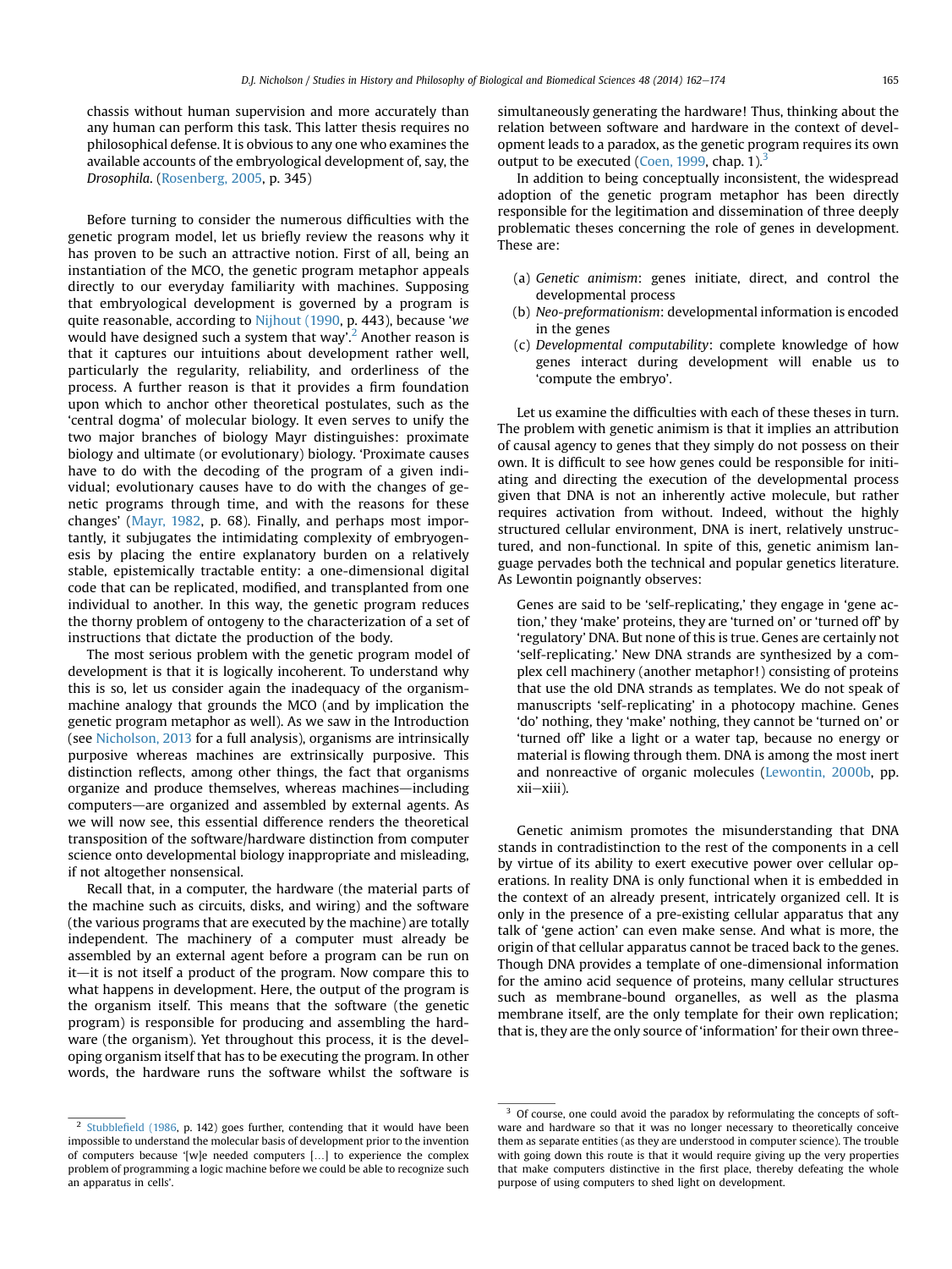chassis without human supervision and more accurately than any human can perform this task. This latter thesis requires no philosophical defense. It is obvious to any one who examines the available accounts of the embryological development of, say, the *Drosophila*. (Rosenberg, 2005, p. 345)

Before turning to consider the numerous difficulties with the genetic program model, let us briefly review the reasons why it has proven to be such an attractive notion. First of all, being an instantiation of the MCO, the genetic program metaphor appeals directly to our everyday familiarity with machines. Supposing that embryological development is governed by a program is quite reasonable, according to Nijhout (1990, p. 443), because '*we* would have designed such a system that way'.[2] Another reason is that it captures our intuitions about development rather well, particularly the regularity, reliability, and orderliness of the process. A further reason is that it provides a firm foundation upon which to anchor other theoretical postulates, such as the 'central dogma' of molecular biology. It even serves to unify the two major branches of biology Mayr distinguishes: proximate biology and ultimate (or evolutionary) biology. 'Proximate causes have to do with the decoding of the program of a given individual; evolutionary causes have to do with the changes of genetic programs through time, and with the reasons for these changes' (Mayr, 1982, p. 68). Finally, and perhaps most importantly, it subjugates the intimidating complexity of embryogenesis by placing the entire explanatory burden on a relatively stable, epistemically tractable entity: a one-dimensional digital code that can be replicated, modified, and transplanted from one individual to another. In this way, the genetic program reduces the thorny problem of ontogeny to the characterization of a set of instructions that dictate the production of the body.

The most serious problem with the genetic program model of development is that it is logically incoherent. To understand why this is so, let us consider again the inadequacy of the organism-machine analogy that grounds the MCO (and by implication the genetic program metaphor as well). As we saw in the Introduction (see Nicholson, 2013 for a full analysis), organisms are intrinsically purposive whereas machines are extrinsically purposive. This distinction reflects, among other things, the fact that organisms organize and produce themselves, whereas machines—including computers—are organized and assembled by external agents. As we will now see, this essential difference renders the theoretical transposition of the software/hardware distinction from computer science onto developmental biology inappropriate and misleading, if not altogether nonsensical.

Recall that, in a computer, the hardware (the material parts of the machine such as circuits, disks, and wiring) and the software (the various programs that are executed by the machine) are totally independent. The machinery of a computer must already be assembled by an external agent before a program can be run on it—it is not itself a product of the program. Now compare this to what happens in development. Here, the output of the program is the organism itself. This means that the software (the genetic program) is responsible for producing and assembling the hardware (the organism). Yet throughout this process, it is the developing organism itself that has to be executing the program. In other words, the hardware runs the software whilst the software is simultaneously generating the hardware! Thus, thinking about the relation between software and hardware in the context of development leads to a paradox, as the genetic program requires its own output to be executed (Coen, 1999, chap. 1).[3]

In addition to being conceptually inconsistent, the widespread adoption of the genetic program metaphor has been directly responsible for the legitimation and dissemination of three deeply problematic theses concerning the role of genes in development. These are:

(a) *Genetic animism*: genes initiate, direct, and control the developmental process
(b) *Neo-preformationism*: developmental information is encoded in the genes
(c) *Developmental computability*: complete knowledge of how genes interact during development will enable us to 'compute the embryo'.

Let us examine the difficulties with each of these theses in turn. The problem with genetic animism is that it implies an attribution of causal agency to genes that they simply do not possess on their own. It is difficult to see how genes could be responsible for initiating and directing the execution of the developmental process given that DNA is not an inherently active molecule, but rather requires activation from without. Indeed, without the highly structured cellular environment, DNA is inert, relatively unstructured, and non-functional. In spite of this, genetic animism language pervades both the technical and popular genetics literature. As Lewontin poignantly observes:

> Genes are said to be 'self-replicating,' they engage in 'gene action,' they 'make' proteins, they are 'turned on' or 'turned off' by 'regulatory' DNA. But none of this is true. Genes are certainly not 'self-replicating.' New DNA strands are synthesized by a complex cell machinery (another metaphor!) consisting of proteins that use the old DNA strands as templates. We do not speak of manuscripts 'self-replicating' in a photocopy machine. Genes 'do' nothing, they 'make' nothing, they cannot be 'turned on' or 'turned off' like a light or a water tap, because no energy or material is flowing through them. DNA is among the most inert and nonreactive of organic molecules (Lewontin, 2000b, pp. xii–xiii).

Genetic animism promotes the misunderstanding that DNA stands in contradistinction to the rest of the components in a cell by virtue of its ability to exert executive power over cellular operations. In reality DNA is only functional when it is embedded in the context of an already present, intricately organized cell. It is only in the presence of a pre-existing cellular apparatus that any talk of 'gene action' can even make sense. And what is more, the origin of that cellular apparatus cannot be traced back to the genes. Though DNA provides a template of one-dimensional information for the amino acid sequence of proteins, many cellular structures such as membrane-bound organelles, as well as the plasma membrane itself, are the only template for their own replication; that is, they are the only source of 'information' for their own three-

[2] Stubblefield (1986, p. 142) goes further, contending that it would have been impossible to understand the molecular basis of development prior to the invention of computers because '[w]e needed computers [...] to experience the complex problem of programming a logic machine before we could be able to recognize such an apparatus in cells'.

[3] Of course, one could avoid the paradox by reformulating the concepts of software and hardware so that it was no longer necessary to theoretically conceive them as separate entities (as they are understood in computer science). The trouble with going down this route is that it would require giving up the very properties that make computers distinctive in the first place, thereby defeating the whole purpose of using computers to shed light on development.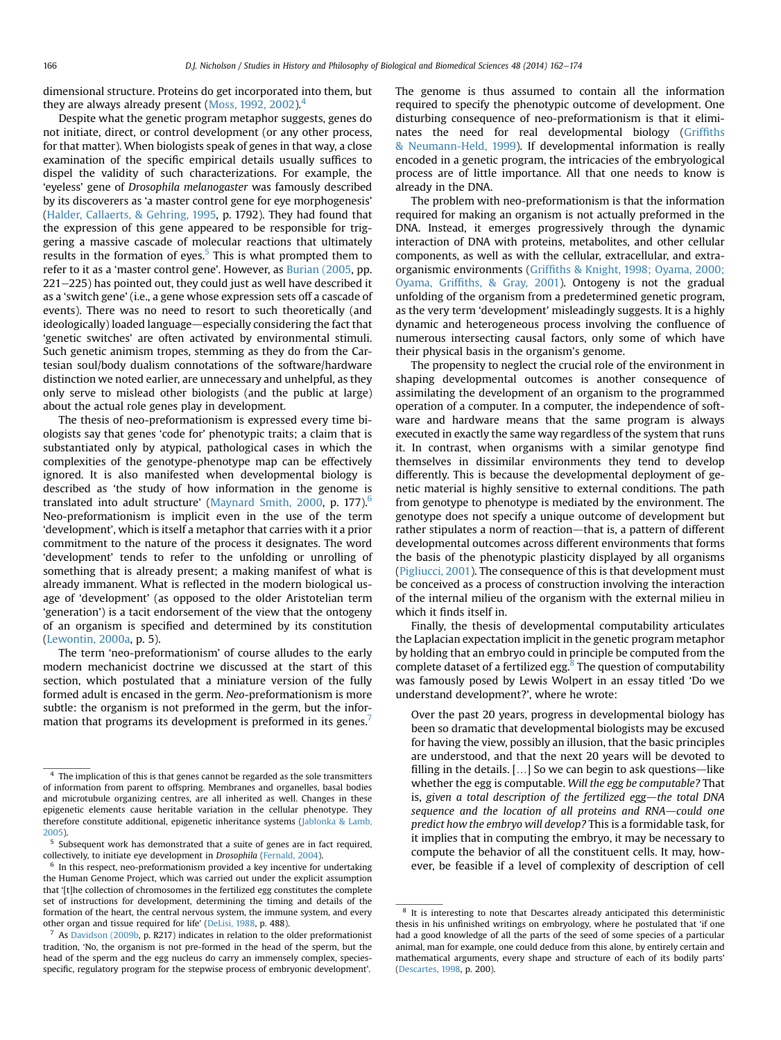dimensional structure. Proteins do get incorporated into them, but they are always already present (Moss, 1992, 2002).[4]

Despite what the genetic program metaphor suggests, genes do not initiate, direct, or control development (or any other process, for that matter). When biologists speak of genes in that way, a close examination of the specific empirical details usually suffices to dispel the validity of such characterizations. For example, the 'eyeless' gene of *Drosophila melanogaster* was famously described by its discoverers as 'a master control gene for eye morphogenesis' (Halder, Callaerts, & Gehring, 1995, p. 1792). They had found that the expression of this gene appeared to be responsible for triggering a massive cascade of molecular reactions that ultimately results in the formation of eyes.[5] This is what prompted them to refer to it as a 'master control gene'. However, as Burian (2005, pp. 221–225) has pointed out, they could just as well have described it as a 'switch gene' (i.e., a gene whose expression sets off a cascade of events). There was no need to resort to such theoretically (and ideologically) loaded language—especially considering the fact that 'genetic switches' are often activated by environmental stimuli. Such genetic animism tropes, stemming as they do from the Cartesian soul/body dualism connotations of the software/hardware distinction we noted earlier, are unnecessary and unhelpful, as they only serve to mislead other biologists (and the public at large) about the actual role genes play in development.

The thesis of neo-preformationism is expressed every time biologists say that genes 'code for' phenotypic traits; a claim that is substantiated only by atypical, pathological cases in which the complexities of the genotype-phenotype map can be effectively ignored. It is also manifested when developmental biology is described as 'the study of how information in the genome is translated into adult structure' (Maynard Smith, 2000, p. 177).[6] Neo-preformationism is implicit even in the use of the term 'development', which is itself a metaphor that carries with it a prior commitment to the nature of the process it designates. The word 'development' tends to refer to the unfolding or unrolling of something that is already present; a making manifest of what is already immanent. What is reflected in the modern biological usage of 'development' (as opposed to the older Aristotelian term 'generation') is a tacit endorsement of the view that the ontogeny of an organism is specified and determined by its constitution (Lewontin, 2000a, p. 5).

The term 'neo-preformationism' of course alludes to the early modern mechanicist doctrine we discussed at the start of this section, which postulated that a miniature version of the fully formed adult is encased in the germ. *Neo*-preformationism is more subtle: the organism is not preformed in the germ, but the information that programs its development is preformed in its genes.[7] The genome is thus assumed to contain all the information required to specify the phenotypic outcome of development. One disturbing consequence of neo-preformationism is that it eliminates the need for real developmental biology (Griffiths & Neumann-Held, 1999). If developmental information is really encoded in a genetic program, the intricacies of the embryological process are of little importance. All that one needs to know is already in the DNA.

The problem with neo-preformationism is that the information required for making an organism is not actually preformed in the DNA. Instead, it emerges progressively through the dynamic interaction of DNA with proteins, metabolites, and other cellular components, as well as with the cellular, extracellular, and extra-organismic environments (Griffiths & Knight, 1998; Oyama, 2000; Oyama, Griffiths, & Gray, 2001). Ontogeny is not the gradual unfolding of the organism from a predetermined genetic program, as the very term 'development' misleadingly suggests. It is a highly dynamic and heterogeneous process involving the confluence of numerous intersecting causal factors, only some of which have their physical basis in the organism's genome.

The propensity to neglect the crucial role of the environment in shaping developmental outcomes is another consequence of assimilating the development of an organism to the programmed operation of a computer. In a computer, the independence of software and hardware means that the same program is always executed in exactly the same way regardless of the system that runs it. In contrast, when organisms with a similar genotype find themselves in dissimilar environments they tend to develop differently. This is because the developmental deployment of genetic material is highly sensitive to external conditions. The path from genotype to phenotype is mediated by the environment. The genotype does not specify a unique outcome of development but rather stipulates a norm of reaction—that is, a pattern of different developmental outcomes across different environments that forms the basis of the phenotypic plasticity displayed by all organisms (Pigliucci, 2001). The consequence of this is that development must be conceived as a process of construction involving the interaction of the internal milieu of the organism with the external milieu in which it finds itself in.

Finally, the thesis of developmental computability articulates the Laplacian expectation implicit in the genetic program metaphor by holding that an embryo could in principle be computed from the complete dataset of a fertilized egg.[8] The question of computability was famously posed by Lewis Wolpert in an essay titled 'Do we understand development?', where he wrote:

> Over the past 20 years, progress in developmental biology has been so dramatic that developmental biologists may be excused for having the view, possibly an illusion, that the basic principles are understood, and that the next 20 years will be devoted to filling in the details. […] So we can begin to ask questions—like whether the egg is computable. *Will the egg be computable?* That is, *given a total description of the fertilized egg—the total DNA sequence and the location of all proteins and RNA—could one predict how the embryo will develop?* This is a formidable task, for it implies that in computing the embryo, it may be necessary to compute the behavior of all the constituent cells. It may, however, be feasible if a level of complexity of description of cell

---

[4] The implication of this is that genes cannot be regarded as the sole transmitters of information from parent to offspring. Membranes and organelles, basal bodies and microtubule organizing centres, are all inherited as well. Changes in these epigenetic elements cause heritable variation in the cellular phenotype. They therefore constitute additional, epigenetic inheritance systems (Jablonka & Lamb, 2005).

[5] Subsequent work has demonstrated that a suite of genes are in fact required, collectively, to initiate eye development in *Drosophila* (Fernald, 2004).

[6] In this respect, neo-preformationism provided a key incentive for undertaking the Human Genome Project, which was carried out under the explicit assumption that '[t]he collection of chromosomes in the fertilized egg constitutes the complete set of instructions for development, determining the timing and details of the formation of the heart, the central nervous system, the immune system, and every other organ and tissue required for life' (DeLisi, 1988, p. 488).

[7] As Davidson (2009b, p. R217) indicates in relation to the older preformationist tradition, 'No, the organism is not pre-formed in the head of the sperm, but the head of the sperm and the egg nucleus do carry an immensely complex, species-specific, regulatory program for the stepwise process of embryonic development'.

[8] It is interesting to note that Descartes already anticipated this deterministic thesis in his unfinished writings on embryology, where he postulated that 'if one had a good knowledge of all the parts of the seed of some species of a particular animal, man for example, one could deduce from this alone, by entirely certain and mathematical arguments, every shape and structure of each of its bodily parts' (Descartes, 1998, p. 200).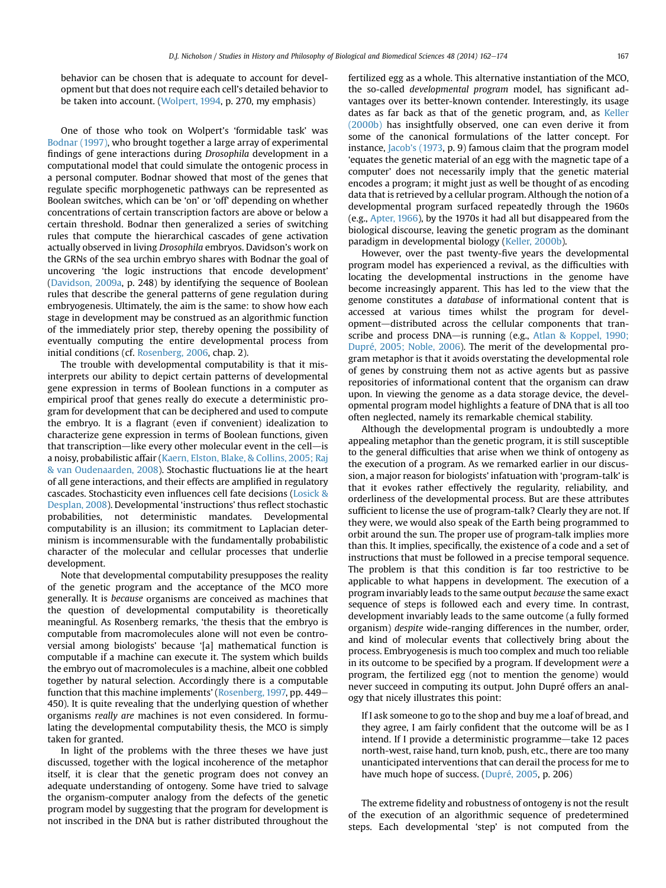behavior can be chosen that is adequate to account for development but that does not require each cell's detailed behavior to be taken into account. (Wolpert, 1994, p. 270, my emphasis)

One of those who took on Wolpert's 'formidable task' was Bodnar (1997), who brought together a large array of experimental findings of gene interactions during *Drosophila* development in a computational model that could simulate the ontogenic process in a personal computer. Bodnar showed that most of the genes that regulate specific morphogenetic pathways can be represented as Boolean switches, which can be 'on' or 'off' depending on whether concentrations of certain transcription factors are above or below a certain threshold. Bodnar then generalized a series of switching rules that compute the hierarchical cascades of gene activation actually observed in living *Drosophila* embryos. Davidson's work on the GRNs of the sea urchin embryo shares with Bodnar the goal of uncovering 'the logic instructions that encode development' (Davidson, 2009a, p. 248) by identifying the sequence of Boolean rules that describe the general patterns of gene regulation during embryogenesis. Ultimately, the aim is the same: to show how each stage in development may be construed as an algorithmic function of the immediately prior step, thereby opening the possibility of eventually computing the entire developmental process from initial conditions (cf. Rosenberg, 2006, chap. 2).

The trouble with developmental computability is that it misinterprets our ability to depict certain patterns of developmental gene expression in terms of Boolean functions in a computer as empirical proof that genes really do execute a deterministic program for development that can be deciphered and used to compute the embryo. It is a flagrant (even if convenient) idealization to characterize gene expression in terms of Boolean functions, given that transcription—like every other molecular event in the cell—is a noisy, probabilistic affair (Kaern, Elston, Blake, & Collins, 2005; Raj & van Oudenaarden, 2008). Stochastic fluctuations lie at the heart of all gene interactions, and their effects are amplified in regulatory cascades. Stochasticity even influences cell fate decisions (Losick & Desplan, 2008). Developmental 'instructions' thus reflect stochastic probabilities, not deterministic mandates. Developmental computability is an illusion; its commitment to Laplacian determinism is incommensurable with the fundamentally probabilistic character of the molecular and cellular processes that underlie development.

Note that developmental computability presupposes the reality of the genetic program and the acceptance of the MCO more generally. It is *because* organisms are conceived as machines that the question of developmental computability is theoretically meaningful. As Rosenberg remarks, 'the thesis that the embryo is computable from macromolecules alone will not even be controversial among biologists' because '[a] mathematical function is computable if a machine can execute it. The system which builds the embryo out of macromolecules is a machine, albeit one cobbled together by natural selection. Accordingly there is a computable function that this machine implements' (Rosenberg, 1997, pp. 449–450). It is quite revealing that the underlying question of whether organisms *really are* machines is not even considered. In formulating the developmental computability thesis, the MCO is simply taken for granted.

In light of the problems with the three theses we have just discussed, together with the logical incoherence of the metaphor itself, it is clear that the genetic program does not convey an adequate understanding of ontogeny. Some have tried to salvage the organism-computer analogy from the defects of the genetic program model by suggesting that the program for development is not inscribed in the DNA but is rather distributed throughout the fertilized egg as a whole. This alternative instantiation of the MCO, the so-called *developmental program* model, has significant advantages over its better-known contender. Interestingly, its usage dates as far back as that of the genetic program, and, as Keller (2000b) has insightfully observed, one can even derive it from some of the canonical formulations of the latter concept. For instance, Jacob's (1973, p. 9) famous claim that the program model 'equates the genetic material of an egg with the magnetic tape of a computer' does not necessarily imply that the genetic material encodes a program; it might just as well be thought of as encoding data that is retrieved by a cellular program. Although the notion of a developmental program surfaced repeatedly through the 1960s (e.g., Apter, 1966), by the 1970s it had all but disappeared from the biological discourse, leaving the genetic program as the dominant paradigm in developmental biology (Keller, 2000b).

However, over the past twenty-five years the developmental program model has experienced a revival, as the difficulties with locating the developmental instructions in the genome have become increasingly apparent. This has led to the view that the genome constitutes a *database* of informational content that is accessed at various times whilst the program for development—distributed across the cellular components that transcribe and process DNA—is running (e.g., Atlan & Koppel, 1990; Dupré, 2005; Noble, 2006). The merit of the developmental program metaphor is that it avoids overstating the developmental role of genes by construing them not as active agents but as passive repositories of informational content that the organism can draw upon. In viewing the genome as a data storage device, the developmental program model highlights a feature of DNA that is all too often neglected, namely its remarkable chemical stability.

Although the developmental program is undoubtedly a more appealing metaphor than the genetic program, it is still susceptible to the general difficulties that arise when we think of ontogeny as the execution of a program. As we remarked earlier in our discussion, a major reason for biologists' infatuation with 'program-talk' is that it evokes rather effectively the regularity, reliability, and orderliness of the developmental process. But are these attributes sufficient to license the use of program-talk? Clearly they are not. If they were, we would also speak of the Earth being programmed to orbit around the sun. The proper use of program-talk implies more than this. It implies, specifically, the existence of a code and a set of instructions that must be followed in a precise temporal sequence. The problem is that this condition is far too restrictive to be applicable to what happens in development. The execution of a program invariably leads to the same output *because* the same exact sequence of steps is followed each and every time. In contrast, development invariably leads to the same outcome (a fully formed organism) *despite* wide-ranging differences in the number, order, and kind of molecular events that collectively bring about the process. Embryogenesis is much too complex and much too reliable in its outcome to be specified by a program. If development *were* a program, the fertilized egg (not to mention the genome) would never succeed in computing its output. John Dupré offers an analogy that nicely illustrates this point:

> If I ask someone to go to the shop and buy me a loaf of bread, and they agree, I am fairly confident that the outcome will be as I intend. If I provide a deterministic programme—take 12 paces north-west, raise hand, turn knob, push, etc., there are too many unanticipated interventions that can derail the process for me to have much hope of success. (Dupré, 2005, p. 206)

The extreme fidelity and robustness of ontogeny is not the result of the execution of an algorithmic sequence of predetermined steps. Each developmental 'step' is not computed from the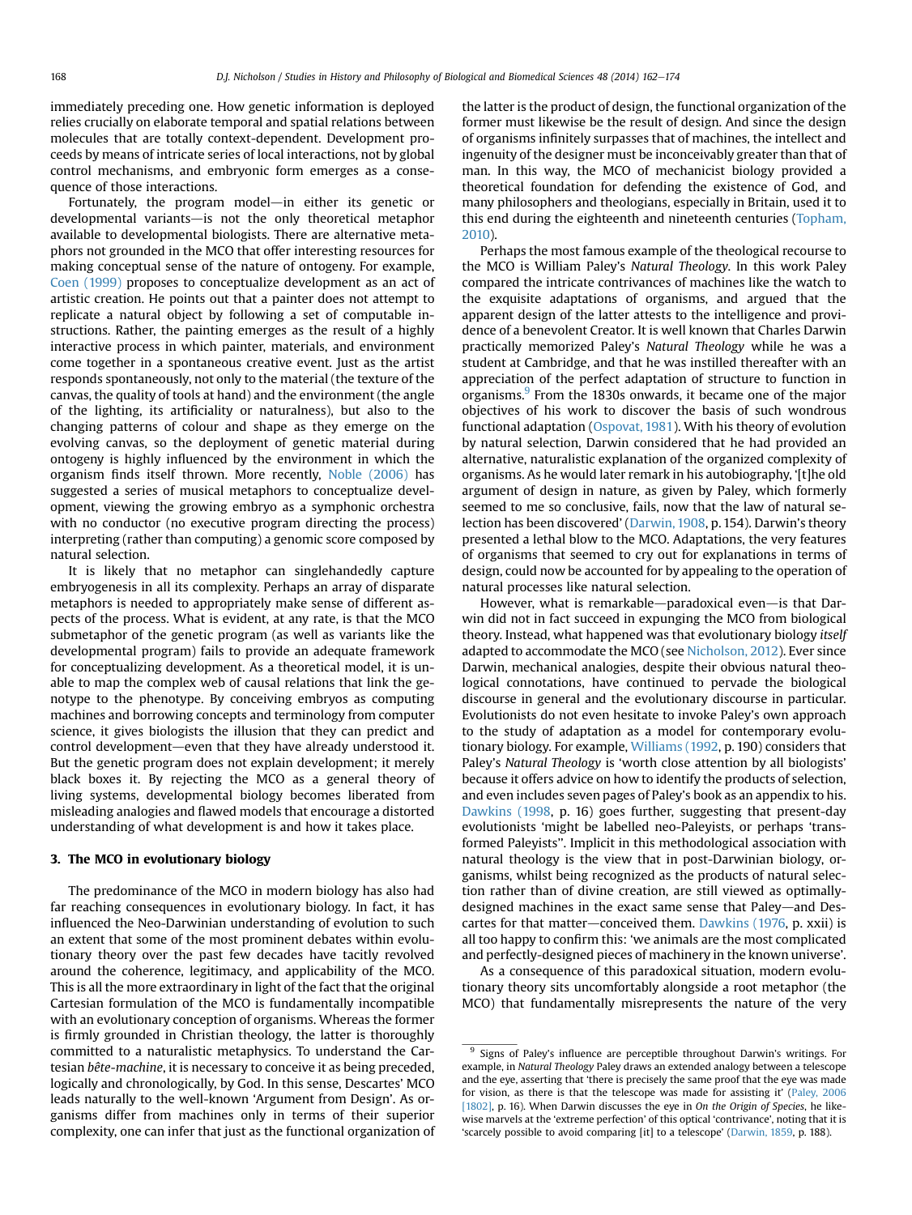immediately preceding one. How genetic information is deployed relies crucially on elaborate temporal and spatial relations between molecules that are totally context-dependent. Development proceeds by means of intricate series of local interactions, not by global control mechanisms, and embryonic form emerges as a consequence of those interactions.

Fortunately, the program model—in either its genetic or developmental variants—is not the only theoretical metaphor available to developmental biologists. There are alternative metaphors not grounded in the MCO that offer interesting resources for making conceptual sense of the nature of ontogeny. For example, Coen (1999) proposes to conceptualize development as an act of artistic creation. He points out that a painter does not attempt to replicate a natural object by following a set of computable instructions. Rather, the painting emerges as the result of a highly interactive process in which painter, materials, and environment come together in a spontaneous creative event. Just as the artist responds spontaneously, not only to the material (the texture of the canvas, the quality of tools at hand) and the environment (the angle of the lighting, its artificiality or naturalness), but also to the changing patterns of colour and shape as they emerge on the evolving canvas, so the deployment of genetic material during ontogeny is highly influenced by the environment in which the organism finds itself thrown. More recently, Noble (2006) has suggested a series of musical metaphors to conceptualize development, viewing the growing embryo as a symphonic orchestra with no conductor (no executive program directing the process) interpreting (rather than computing) a genomic score composed by natural selection.

It is likely that no metaphor can singlehandedly capture embryogenesis in all its complexity. Perhaps an array of disparate metaphors is needed to appropriately make sense of different aspects of the process. What is evident, at any rate, is that the MCO submetaphor of the genetic program (as well as variants like the developmental program) fails to provide an adequate framework for conceptualizing development. As a theoretical model, it is unable to map the complex web of causal relations that link the genotype to the phenotype. By conceiving embryos as computing machines and borrowing concepts and terminology from computer science, it gives biologists the illusion that they can predict and control development—even that they have already understood it. But the genetic program does not explain development; it merely black boxes it. By rejecting the MCO as a general theory of living systems, developmental biology becomes liberated from misleading analogies and flawed models that encourage a distorted understanding of what development is and how it takes place.

## 3. The MCO in evolutionary biology

The predominance of the MCO in modern biology has also had far reaching consequences in evolutionary biology. In fact, it has influenced the Neo-Darwinian understanding of evolution to such an extent that some of the most prominent debates within evolutionary theory over the past few decades have tacitly revolved around the coherence, legitimacy, and applicability of the MCO. This is all the more extraordinary in light of the fact that the original Cartesian formulation of the MCO is fundamentally incompatible with an evolutionary conception of organisms. Whereas the former is firmly grounded in Christian theology, the latter is thoroughly committed to a naturalistic metaphysics. To understand the Cartesian *bête-machine*, it is necessary to conceive it as being preceded, logically and chronologically, by God. In this sense, Descartes' MCO leads naturally to the well-known 'Argument from Design'. As organisms differ from machines only in terms of their superior complexity, one can infer that just as the functional organization of the latter is the product of design, the functional organization of the former must likewise be the result of design. And since the design of organisms infinitely surpasses that of machines, the intellect and ingenuity of the designer must be inconceivably greater than that of man. In this way, the MCO of mechanicist biology provided a theoretical foundation for defending the existence of God, and many philosophers and theologians, especially in Britain, used it to this end during the eighteenth and nineteenth centuries (Topham, 2010).

Perhaps the most famous example of the theological recourse to the MCO is William Paley's *Natural Theology*. In this work Paley compared the intricate contrivances of machines like the watch to the exquisite adaptations of organisms, and argued that the apparent design of the latter attests to the intelligence and providence of a benevolent Creator. It is well known that Charles Darwin practically memorized Paley's *Natural Theology* while he was a student at Cambridge, and that he was instilled thereafter with an appreciation of the perfect adaptation of structure to function in organisms.[9] From the 1830s onwards, it became one of the major objectives of his work to discover the basis of such wondrous functional adaptation (Ospovat, 1981). With his theory of evolution by natural selection, Darwin considered that he had provided an alternative, naturalistic explanation of the organized complexity of organisms. As he would later remark in his autobiography, '[t]he old argument of design in nature, as given by Paley, which formerly seemed to me so conclusive, fails, now that the law of natural selection has been discovered' (Darwin, 1908, p. 154). Darwin's theory presented a lethal blow to the MCO. Adaptations, the very features of organisms that seemed to cry out for explanations in terms of design, could now be accounted for by appealing to the operation of natural processes like natural selection.

However, what is remarkable—paradoxical even—is that Darwin did not in fact succeed in expunging the MCO from biological theory. Instead, what happened was that evolutionary biology *itself* adapted to accommodate the MCO (see Nicholson, 2012). Ever since Darwin, mechanical analogies, despite their obvious natural theological connotations, have continued to pervade the biological discourse in general and the evolutionary discourse in particular. Evolutionists do not even hesitate to invoke Paley's own approach to the study of adaptation as a model for contemporary evolutionary biology. For example, Williams (1992, p. 190) considers that Paley's *Natural Theology* is 'worth close attention by all biologists' because it offers advice on how to identify the products of selection, and even includes seven pages of Paley's book as an appendix to his. Dawkins (1998, p. 16) goes further, suggesting that present-day evolutionists 'might be labelled neo-Paleyists, or perhaps 'transformed Paleyists''. Implicit in this methodological association with natural theology is the view that in post-Darwinian biology, organisms, whilst being recognized as the products of natural selection rather than of divine creation, are still viewed as optimally-designed machines in the exact same sense that Paley—and Descartes for that matter—conceived them. Dawkins (1976, p. xxii) is all too happy to confirm this: 'we animals are the most complicated and perfectly-designed pieces of machinery in the known universe'.

As a consequence of this paradoxical situation, modern evolutionary theory sits uncomfortably alongside a root metaphor (the MCO) that fundamentally misrepresents the nature of the very

[9] Signs of Paley's influence are perceptible throughout Darwin's writings. For example, in *Natural Theology* Paley draws an extended analogy between a telescope and the eye, asserting that 'there is precisely the same proof that the eye was made for vision, as there is that the telescope was made for assisting it' (Paley, 2006 [1802], p. 16). When Darwin discusses the eye in *On the Origin of Species*, he likewise marvels at the 'extreme perfection' of this optical 'contrivance', noting that it is 'scarcely possible to avoid comparing [it] to a telescope' (Darwin, 1859, p. 188).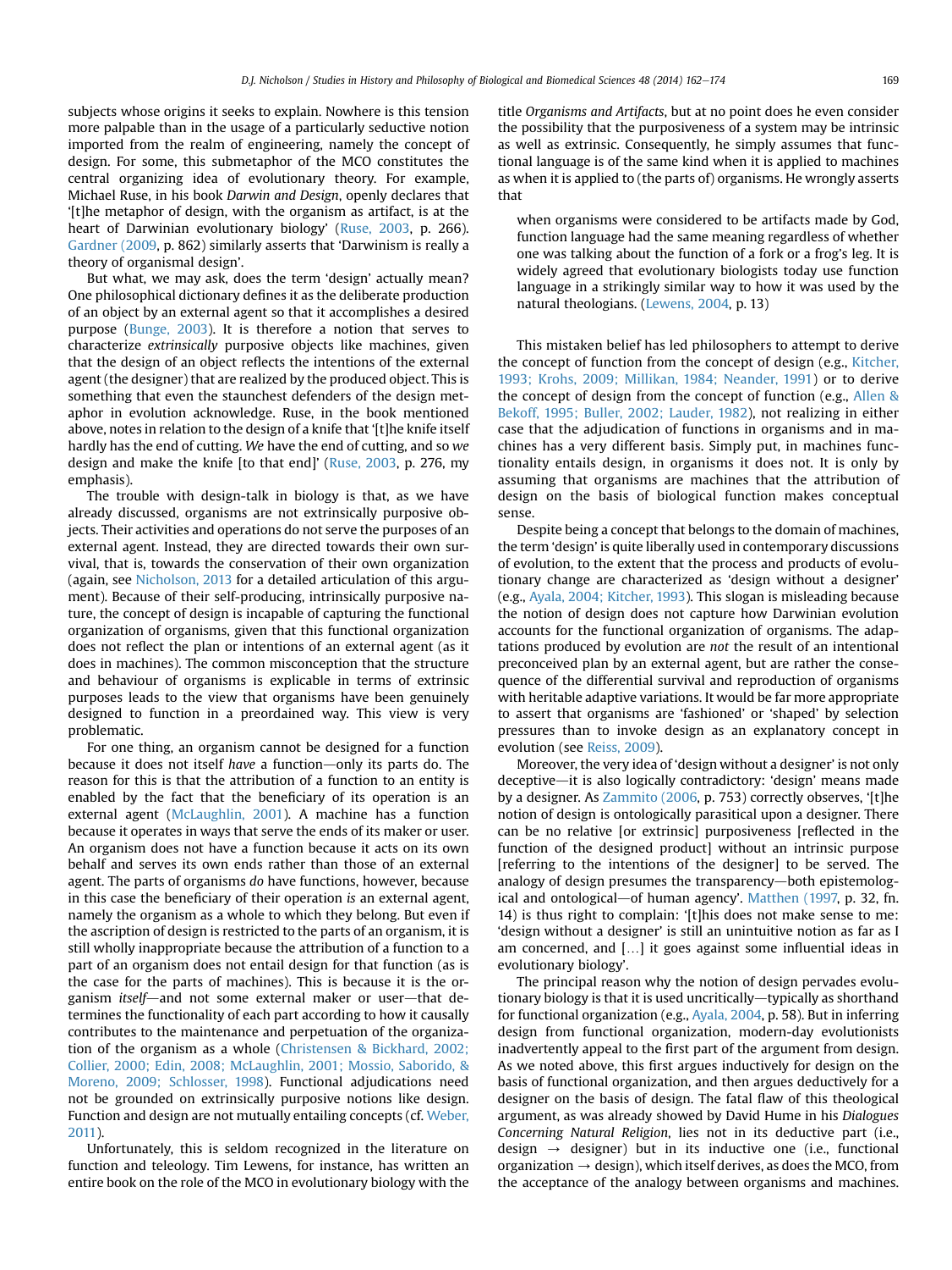subjects whose origins it seeks to explain. Nowhere is this tension more palpable than in the usage of a particularly seductive notion imported from the realm of engineering, namely the concept of design. For some, this submetaphor of the MCO constitutes the central organizing idea of evolutionary theory. For example, Michael Ruse, in his book *Darwin and Design*, openly declares that '[t]he metaphor of design, with the organism as artifact, is at the heart of Darwinian evolutionary biology' (Ruse, 2003, p. 266). Gardner (2009, p. 862) similarly asserts that 'Darwinism is really a theory of organismal design'.

But what, we may ask, does the term 'design' actually mean? One philosophical dictionary defines it as the deliberate production of an object by an external agent so that it accomplishes a desired purpose (Bunge, 2003). It is therefore a notion that serves to characterize *extrinsically* purposive objects like machines, given that the design of an object reflects the intentions of the external agent (the designer) that are realized by the produced object. This is something that even the staunchest defenders of the design metaphor in evolution acknowledge. Ruse, in the book mentioned above, notes in relation to the design of a knife that '[t]he knife itself hardly has the end of cutting. *We* have the end of cutting, and so *we* design and make the knife [to that end]' (Ruse, 2003, p. 276, my emphasis).

The trouble with design-talk in biology is that, as we have already discussed, organisms are not extrinsically purposive objects. Their activities and operations do not serve the purposes of an external agent. Instead, they are directed towards their own survival, that is, towards the conservation of their own organization (again, see Nicholson, 2013 for a detailed articulation of this argument). Because of their self-producing, intrinsically purposive nature, the concept of design is incapable of capturing the functional organization of organisms, given that this functional organization does not reflect the plan or intentions of an external agent (as it does in machines). The common misconception that the structure and behaviour of organisms is explicable in terms of extrinsic purposes leads to the view that organisms have been genuinely designed to function in a preordained way. This view is very problematic.

For one thing, an organism cannot be designed for a function because it does not itself *have* a function—only its parts do. The reason for this is that the attribution of a function to an entity is enabled by the fact that the beneficiary of its operation is an external agent (McLaughlin, 2001). A machine has a function because it operates in ways that serve the ends of its maker or user. An organism does not have a function because it acts on its own behalf and serves its own ends rather than those of an external agent. The parts of organisms *do* have functions, however, because in this case the beneficiary of their operation *is* an external agent, namely the organism as a whole to which they belong. But even if the ascription of design is restricted to the parts of an organism, it is still wholly inappropriate because the attribution of a function to a part of an organism does not entail design for that function (as is the case for the parts of machines). This is because it is the organism *itself*—and not some external maker or user—that determines the functionality of each part according to how it causally contributes to the maintenance and perpetuation of the organization of the organism as a whole (Christensen & Bickhard, 2002; Collier, 2000; Edin, 2008; McLaughlin, 2001; Mossio, Saborido, & Moreno, 2009; Schlosser, 1998). Functional adjudications need not be grounded on extrinsically purposive notions like design. Function and design are not mutually entailing concepts (cf. Weber, 2011).

Unfortunately, this is seldom recognized in the literature on function and teleology. Tim Lewens, for instance, has written an entire book on the role of the MCO in evolutionary biology with the title *Organisms and Artifacts*, but at no point does he even consider the possibility that the purposiveness of a system may be intrinsic as well as extrinsic. Consequently, he simply assumes that functional language is of the same kind when it is applied to machines as when it is applied to (the parts of) organisms. He wrongly asserts that

> when organisms were considered to be artifacts made by God, function language had the same meaning regardless of whether one was talking about the function of a fork or a frog's leg. It is widely agreed that evolutionary biologists today use function language in a strikingly similar way to how it was used by the natural theologians. (Lewens, 2004, p. 13)

This mistaken belief has led philosophers to attempt to derive the concept of function from the concept of design (e.g., Kitcher, 1993; Krohs, 2009; Millikan, 1984; Neander, 1991) or to derive the concept of design from the concept of function (e.g., Allen & Bekoff, 1995; Buller, 2002; Lauder, 1982), not realizing in either case that the adjudication of functions in organisms and in machines has a very different basis. Simply put, in machines functionality entails design, in organisms it does not. It is only by assuming that organisms are machines that the attribution of design on the basis of biological function makes conceptual sense.

Despite being a concept that belongs to the domain of machines, the term 'design' is quite liberally used in contemporary discussions of evolution, to the extent that the process and products of evolutionary change are characterized as 'design without a designer' (e.g., Ayala, 2004; Kitcher, 1993). This slogan is misleading because the notion of design does not capture how Darwinian evolution accounts for the functional organization of organisms. The adaptations produced by evolution are *not* the result of an intentional preconceived plan by an external agent, but are rather the consequence of the differential survival and reproduction of organisms with heritable adaptive variations. It would be far more appropriate to assert that organisms are 'fashioned' or 'shaped' by selection pressures than to invoke design as an explanatory concept in evolution (see Reiss, 2009).

Moreover, the very idea of 'design without a designer' is not only deceptive—it is also logically contradictory: 'design' means made by a designer. As Zammito (2006, p. 753) correctly observes, '[t]he notion of design is ontologically parasitical upon a designer. There can be no relative [or extrinsic] purposiveness [reflected in the function of the designed product] without an intrinsic purpose [referring to the intentions of the designer] to be served. The analogy of design presumes the transparency—both epistemological and ontological—of human agency'. Matthen (1997, p. 32, fn. 14) is thus right to complain: '[t]his does not make sense to me: 'design without a designer' is still an unintuitive notion as far as I am concerned, and [...] it goes against some influential ideas in evolutionary biology'.

The principal reason why the notion of design pervades evolutionary biology is that it is used uncritically—typically as shorthand for functional organization (e.g., Ayala, 2004, p. 58). But in inferring design from functional organization, modern-day evolutionists inadvertently appeal to the first part of the argument from design. As we noted above, this first argues inductively for design on the basis of functional organization, and then argues deductively for a designer on the basis of design. The fatal flaw of this theological argument, as was already showed by David Hume in his *Dialogues Concerning Natural Religion*, lies not in its deductive part (i.e., design → designer) but in its inductive one (i.e., functional organization → design), which itself derives, as does the MCO, from the acceptance of the analogy between organisms and machines.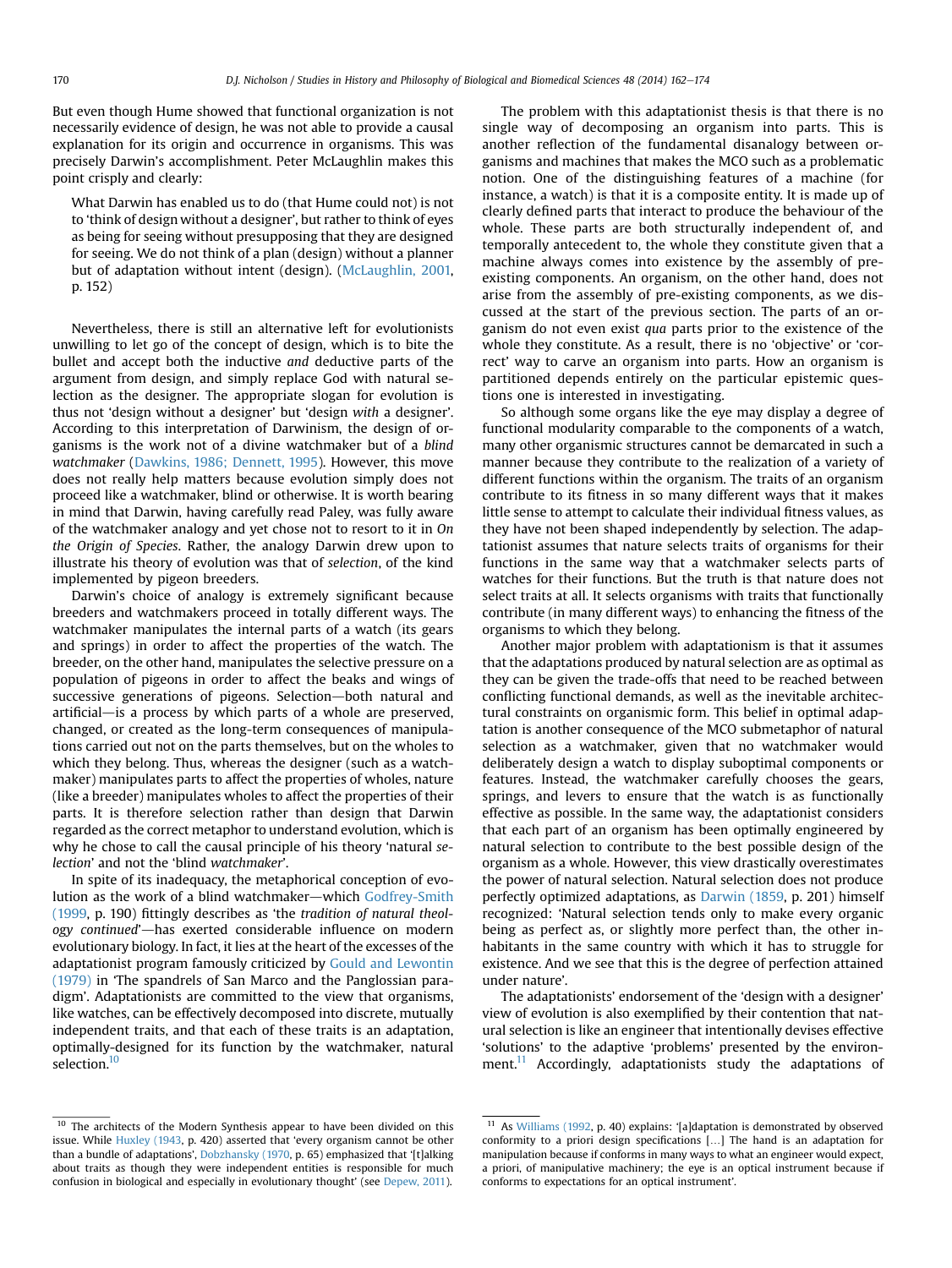But even though Hume showed that functional organization is not necessarily evidence of design, he was not able to provide a causal explanation for its origin and occurrence in organisms. This was precisely Darwin's accomplishment. Peter McLaughlin makes this point crisply and clearly:

> What Darwin has enabled us to do (that Hume could not) is not to 'think of design without a designer', but rather to think of eyes as being for seeing without presupposing that they are designed for seeing. We do not think of a plan (design) without a planner but of adaptation without intent (design). (McLaughlin, 2001, p. 152)

Nevertheless, there is still an alternative left for evolutionists unwilling to let go of the concept of design, which is to bite the bullet and accept both the inductive *and* deductive parts of the argument from design, and simply replace God with natural selection as the designer. The appropriate slogan for evolution is thus not 'design without a designer' but 'design *with* a designer'. According to this interpretation of Darwinism, the design of organisms is the work not of a divine watchmaker but of a *blind watchmaker* (Dawkins, 1986; Dennett, 1995). However, this move does not really help matters because evolution simply does not proceed like a watchmaker, blind or otherwise. It is worth bearing in mind that Darwin, having carefully read Paley, was fully aware of the watchmaker analogy and yet chose not to resort to it in *On the Origin of Species*. Rather, the analogy Darwin drew upon to illustrate his theory of evolution was that of *selection*, of the kind implemented by pigeon breeders.

Darwin's choice of analogy is extremely significant because breeders and watchmakers proceed in totally different ways. The watchmaker manipulates the internal parts of a watch (its gears and springs) in order to affect the properties of the watch. The breeder, on the other hand, manipulates the selective pressure on a population of pigeons in order to affect the beaks and wings of successive generations of pigeons. Selection—both natural and artificial—is a process by which parts of a whole are preserved, changed, or created as the long-term consequences of manipulations carried out not on the parts themselves, but on the wholes to which they belong. Thus, whereas the designer (such as a watchmaker) manipulates parts to affect the properties of wholes, nature (like a breeder) manipulates wholes to affect the properties of their parts. It is therefore selection rather than design that Darwin regarded as the correct metaphor to understand evolution, which is why he chose to call the causal principle of his theory 'natural *selection*' and not the 'blind *watchmaker*'.

In spite of its inadequacy, the metaphorical conception of evolution as the work of a blind watchmaker—which Godfrey-Smith (1999, p. 190) fittingly describes as 'the *tradition of natural theology continued*'—has exerted considerable influence on modern evolutionary biology. In fact, it lies at the heart of the excesses of the adaptationist program famously criticized by Gould and Lewontin (1979) in 'The spandrels of San Marco and the Panglossian paradigm'. Adaptationists are committed to the view that organisms, like watches, can be effectively decomposed into discrete, mutually independent traits, and that each of these traits is an adaptation, optimally-designed for its function by the watchmaker, natural selection.[10]

The problem with this adaptationist thesis is that there is no single way of decomposing an organism into parts. This is another reflection of the fundamental disanalogy between organisms and machines that makes the MCO such as a problematic notion. One of the distinguishing features of a machine (for instance, a watch) is that it is a composite entity. It is made up of clearly defined parts that interact to produce the behaviour of the whole. These parts are both structurally independent of, and temporally antecedent to, the whole they constitute given that a machine always comes into existence by the assembly of pre-existing components. An organism, on the other hand, does not arise from the assembly of pre-existing components, as we discussed at the start of the previous section. The parts of an organism do not even exist *qua* parts prior to the existence of the whole they constitute. As a result, there is no 'objective' or 'correct' way to carve an organism into parts. How an organism is partitioned depends entirely on the particular epistemic questions one is interested in investigating.

So although some organs like the eye may display a degree of functional modularity comparable to the components of a watch, many other organismic structures cannot be demarcated in such a manner because they contribute to the realization of a variety of different functions within the organism. The traits of an organism contribute to its fitness in so many different ways that it makes little sense to attempt to calculate their individual fitness values, as they have not been shaped independently by selection. The adaptationist assumes that nature selects traits of organisms for their functions in the same way that a watchmaker selects parts of watches for their functions. But the truth is that nature does not select traits at all. It selects organisms with traits that functionally contribute (in many different ways) to enhancing the fitness of the organisms to which they belong.

Another major problem with adaptationism is that it assumes that the adaptations produced by natural selection are as optimal as they can be given the trade-offs that need to be reached between conflicting functional demands, as well as the inevitable architectural constraints on organismic form. This belief in optimal adaptation is another consequence of the MCO submetaphor of natural selection as a watchmaker, given that no watchmaker would deliberately design a watch to display suboptimal components or features. Instead, the watchmaker carefully chooses the gears, springs, and levers to ensure that the watch is as functionally effective as possible. In the same way, the adaptationist considers that each part of an organism has been optimally engineered by natural selection to contribute to the best possible design of the organism as a whole. However, this view drastically overestimates the power of natural selection. Natural selection does not produce perfectly optimized adaptations, as Darwin (1859, p. 201) himself recognized: 'Natural selection tends only to make every organic being as perfect as, or slightly more perfect than, the other inhabitants in the same country with which it has to struggle for existence. And we see that this is the degree of perfection attained under nature'.

The adaptationists' endorsement of the 'design with a designer' view of evolution is also exemplified by their contention that natural selection is like an engineer that intentionally devises effective 'solutions' to the adaptive 'problems' presented by the environment.[11] Accordingly, adaptationists study the adaptations of

---

[10] The architects of the Modern Synthesis appear to have been divided on this issue. While Huxley (1943, p. 420) asserted that 'every organism cannot be other than a bundle of adaptations', Dobzhansky (1970, p. 65) emphasized that '[t]alking about traits as though they were independent entities is responsible for much confusion in biological and especially in evolutionary thought' (see Depew, 2011).

[11] As Williams (1992, p. 40) explains: '[a]daptation is demonstrated by observed conformity to a priori design specifications [...] The hand is an adaptation for manipulation because if conforms in many ways to what an engineer would expect, a priori, of manipulative machinery; the eye is an optical instrument because if conforms to expectations for an optical instrument'.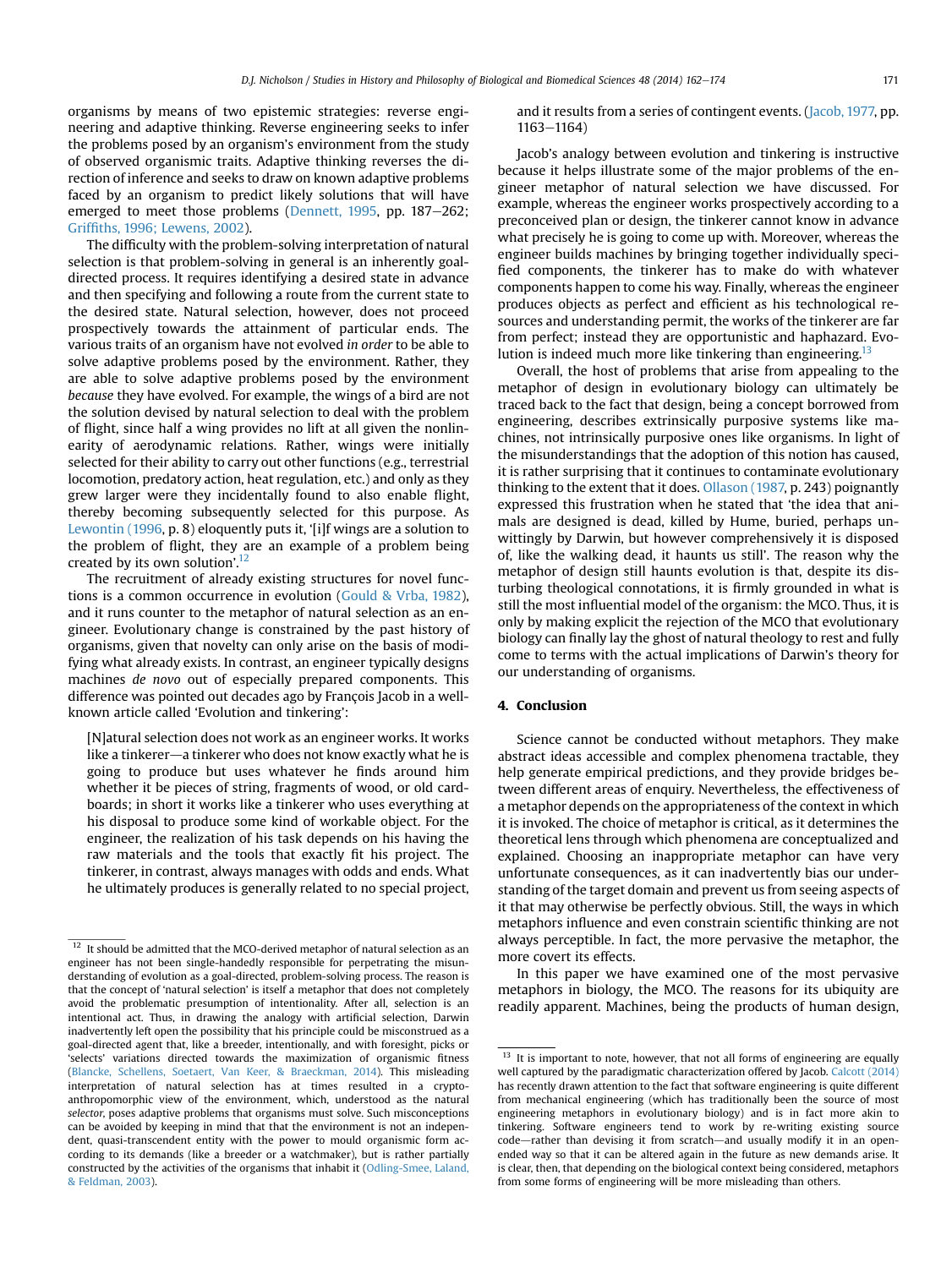organisms by means of two epistemic strategies: reverse engineering and adaptive thinking. Reverse engineering seeks to infer the problems posed by an organism's environment from the study of observed organismic traits. Adaptive thinking reverses the direction of inference and seeks to draw on known adaptive problems faced by an organism to predict likely solutions that will have emerged to meet those problems (Dennett, 1995, pp. 187–262; Griffiths, 1996; Lewens, 2002).

The difficulty with the problem-solving interpretation of natural selection is that problem-solving in general is an inherently goal-directed process. It requires identifying a desired state in advance and then specifying and following a route from the current state to the desired state. Natural selection, however, does not proceed prospectively towards the attainment of particular ends. The various traits of an organism have not evolved *in order* to be able to solve adaptive problems posed by the environment. Rather, they are able to solve adaptive problems posed by the environment *because* they have evolved. For example, the wings of a bird are not the solution devised by natural selection to deal with the problem of flight, since half a wing provides no lift at all given the nonlinearity of aerodynamic relations. Rather, wings were initially selected for their ability to carry out other functions (e.g., terrestrial locomotion, predatory action, heat regulation, etc.) and only as they grew larger were they incidentally found to also enable flight, thereby becoming subsequently selected for this purpose. As Lewontin (1996, p. 8) eloquently puts it, '[i]f wings are a solution to the problem of flight, they are an example of a problem being created by its own solution'.[12]

The recruitment of already existing structures for novel functions is a common occurrence in evolution (Gould & Vrba, 1982), and it runs counter to the metaphor of natural selection as an engineer. Evolutionary change is constrained by the past history of organisms, given that novelty can only arise on the basis of modifying what already exists. In contrast, an engineer typically designs machines *de novo* out of especially prepared components. This difference was pointed out decades ago by François Jacob in a well-known article called 'Evolution and tinkering':

> [N]atural selection does not work as an engineer works. It works like a tinkerer—a tinkerer who does not know exactly what he is going to produce but uses whatever he finds around him whether it be pieces of string, fragments of wood, or old cardboards; in short it works like a tinkerer who uses everything at his disposal to produce some kind of workable object. For the engineer, the realization of his task depends on his having the raw materials and the tools that exactly fit his project. The tinkerer, in contrast, always manages with odds and ends. What he ultimately produces is generally related to no special project, and it results from a series of contingent events. (Jacob, 1977, pp. 1163–1164)

Jacob's analogy between evolution and tinkering is instructive because it helps illustrate some of the major problems of the engineer metaphor of natural selection we have discussed. For example, whereas the engineer works prospectively according to a preconceived plan or design, the tinkerer cannot know in advance what precisely he is going to come up with. Moreover, whereas the engineer builds machines by bringing together individually specified components, the tinkerer has to make do with whatever components happen to come his way. Finally, whereas the engineer produces objects as perfect and efficient as his technological resources and understanding permit, the works of the tinkerer are far from perfect; instead they are opportunistic and haphazard. Evolution is indeed much more like tinkering than engineering.[13]

Overall, the host of problems that arise from appealing to the metaphor of design in evolutionary biology can ultimately be traced back to the fact that design, being a concept borrowed from engineering, describes extrinsically purposive systems like machines, not intrinsically purposive ones like organisms. In light of the misunderstandings that the adoption of this notion has caused, it is rather surprising that it continues to contaminate evolutionary thinking to the extent that it does. Ollason (1987, p. 243) poignantly expressed this frustration when he stated that 'the idea that animals are designed is dead, killed by Hume, buried, perhaps unwittingly by Darwin, but however comprehensively it is disposed of, like the walking dead, it haunts us still'. The reason why the metaphor of design still haunts evolution is that, despite its disturbing theological connotations, it is firmly grounded in what is still the most influential model of the organism: the MCO. Thus, it is only by making explicit the rejection of the MCO that evolutionary biology can finally lay the ghost of natural theology to rest and fully come to terms with the actual implications of Darwin's theory for our understanding of organisms.

## 4. Conclusion

Science cannot be conducted without metaphors. They make abstract ideas accessible and complex phenomena tractable, they help generate empirical predictions, and they provide bridges between different areas of enquiry. Nevertheless, the effectiveness of a metaphor depends on the appropriateness of the context in which it is invoked. The choice of metaphor is critical, as it determines the theoretical lens through which phenomena are conceptualized and explained. Choosing an inappropriate metaphor can have very unfortunate consequences, as it can inadvertently bias our understanding of the target domain and prevent us from seeing aspects of it that may otherwise be perfectly obvious. Still, the ways in which metaphors influence and even constrain scientific thinking are not always perceptible. In fact, the more pervasive the metaphor, the more covert its effects.

In this paper we have examined one of the most pervasive metaphors in biology, the MCO. The reasons for its ubiquity are readily apparent. Machines, being the products of human design,

---

[12] It should be admitted that the MCO-derived metaphor of natural selection as an engineer has not been single-handedly responsible for perpetrating the misunderstanding of evolution as a goal-directed, problem-solving process. The reason is that the concept of 'natural selection' is itself a metaphor that does not completely avoid the problematic presumption of intentionality. After all, selection is an intentional act. Thus, in drawing the analogy with artificial selection, Darwin inadvertently left open the possibility that his principle could be misconstrued as a goal-directed agent that, like a breeder, intentionally, and with foresight, picks or 'selects' variations directed towards the maximization of organismic fitness (Blancke, Schellens, Soetaert, Van Keer, & Braeckman, 2014). This misleading interpretation of natural selection has at times resulted in a crypto-anthropomorphic view of the environment, which, understood as the natural *selector*, poses adaptive problems that organisms must solve. Such misconceptions can be avoided by keeping in mind that that the environment is not an independent, quasi-transcendent entity with the power to mould organismic form according to its demands (like a breeder or a watchmaker), but is rather partially constructed by the activities of the organisms that inhabit it (Odling-Smee, Laland, & Feldman, 2003).

[13] It is important to note, however, that not all forms of engineering are equally well captured by the paradigmatic characterization offered by Jacob. Calcott (2014) has recently drawn attention to the fact that software engineering is quite different from mechanical engineering (which has traditionally been the source of most engineering metaphors in evolutionary biology) and is in fact more akin to tinkering. Software engineers tend to work by re-writing existing source code—rather than devising it from scratch—and usually modify it in an open-ended way so that it can be altered again in the future as new demands arise. It is clear, then, that depending on the biological context being considered, metaphors from some forms of engineering will be more misleading than others.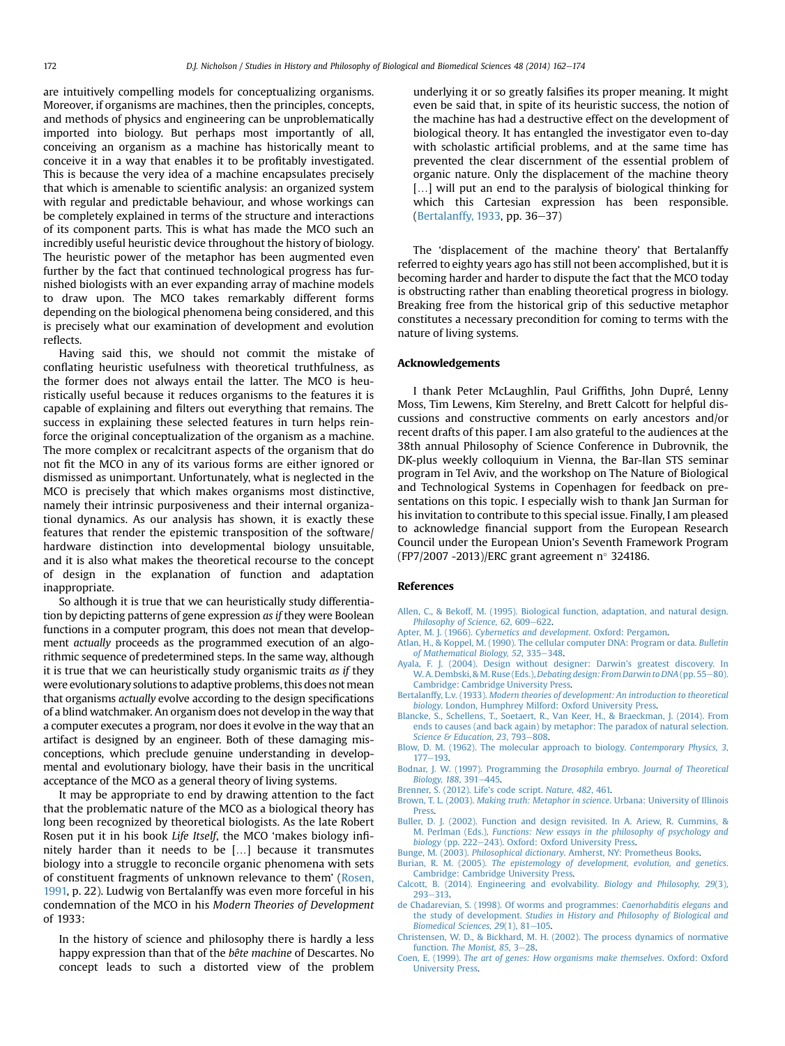are intuitively compelling models for conceptualizing organisms. Moreover, if organisms are machines, then the principles, concepts, and methods of physics and engineering can be unproblematically imported into biology. But perhaps most importantly of all, conceiving an organism as a machine has historically meant to conceive it in a way that enables it to be profitably investigated. This is because the very idea of a machine encapsulates precisely that which is amenable to scientific analysis: an organized system with regular and predictable behaviour, and whose workings can be completely explained in terms of the structure and interactions of its component parts. This is what has made the MCO such an incredibly useful heuristic device throughout the history of biology. The heuristic power of the metaphor has been augmented even further by the fact that continued technological progress has furnished biologists with an ever expanding array of machine models to draw upon. The MCO takes remarkably different forms depending on the biological phenomena being considered, and this is precisely what our examination of development and evolution reflects.

Having said this, we should not commit the mistake of conflating heuristic usefulness with theoretical truthfulness, as the former does not always entail the latter. The MCO is heuristically useful because it reduces organisms to the features it is capable of explaining and filters out everything that remains. The success in explaining these selected features in turn helps reinforce the original conceptualization of the organism as a machine. The more complex or recalcitrant aspects of the organism that do not fit the MCO in any of its various forms are either ignored or dismissed as unimportant. Unfortunately, what is neglected in the MCO is precisely that which makes organisms most distinctive, namely their intrinsic purposiveness and their internal organizational dynamics. As our analysis has shown, it is exactly these features that render the epistemic transposition of the software/hardware distinction into developmental biology unsuitable, and it is also what makes the theoretical recourse to the concept of design in the explanation of function and adaptation inappropriate.

So although it is true that we can heuristically study differentiation by depicting patterns of gene expression *as if* they were Boolean functions in a computer program, this does not mean that development *actually* proceeds as the programmed execution of an algorithmic sequence of predetermined steps. In the same way, although it is true that we can heuristically study organismic traits *as if* they were evolutionary solutions to adaptive problems, this does not mean that organisms *actually* evolve according to the design specifications of a blind watchmaker. An organism does not develop in the way that a computer executes a program, nor does it evolve in the way that an artifact is designed by an engineer. Both of these damaging misconceptions, which preclude genuine understanding in developmental and evolutionary biology, have their basis in the uncritical acceptance of the MCO as a general theory of living systems.

It may be appropriate to end by drawing attention to the fact that the problematic nature of the MCO as a biological theory has long been recognized by theoretical biologists. As the late Robert Rosen put it in his book *Life Itself*, the MCO 'makes biology infinitely harder than it needs to be [...] because it transmutes biology into a struggle to reconcile organic phenomena with sets of constituent fragments of unknown relevance to them' (Rosen, 1991, p. 22). Ludwig von Bertalanffy was even more forceful in his condemnation of the MCO in his *Modern Theories of Development* of 1933:

> In the history of science and philosophy there is hardly a less happy expression than that of the *bête machine* of Descartes. No concept leads to such a distorted view of the problem underlying it or so greatly falsifies its proper meaning. It might even be said that, in spite of its heuristic success, the notion of the machine has had a destructive effect on the development of biological theory. It has entangled the investigator even to-day with scholastic artificial problems, and at the same time has prevented the clear discernment of the essential problem of organic nature. Only the displacement of the machine theory [...] will put an end to the paralysis of biological thinking for which this Cartesian expression has been responsible. (Bertalanffy, 1933, pp. 36–37)

The 'displacement of the machine theory' that Bertalanffy referred to eighty years ago has still not been accomplished, but it is becoming harder and harder to dispute the fact that the MCO today is obstructing rather than enabling theoretical progress in biology. Breaking free from the historical grip of this seductive metaphor constitutes a necessary precondition for coming to terms with the nature of living systems.

## Acknowledgements

I thank Peter McLaughlin, Paul Griffiths, John Dupré, Lenny Moss, Tim Lewens, Kim Sterelny, and Brett Calcott for helpful discussions and constructive comments on early ancestors and/or recent drafts of this paper. I am also grateful to the audiences at the 38th annual Philosophy of Science Conference in Dubrovnik, the DK-plus weekly colloquium in Vienna, the Bar-Ilan STS seminar program in Tel Aviv, and the workshop on The Nature of Biological and Technological Systems in Copenhagen for feedback on presentations on this topic. I especially wish to thank Jan Surman for his invitation to contribute to this special issue. Finally, I am pleased to acknowledge financial support from the European Research Council under the European Union's Seventh Framework Program (FP7/2007 -2013)/ERC grant agreement n° 324186.

## References

Allen, C., & Bekoff, M. (1995). Biological function, adaptation, and natural design. *Philosophy of Science, 62*, 609–622.

Apter, M. J. (1966). *Cybernetics and development*. Oxford: Pergamon.

Atlan, H., & Koppel, M. (1990). The cellular computer DNA: Program or data. *Bulletin of Mathematical Biology, 52*, 335–348.

Ayala, F. J. (2004). Design without designer: Darwin's greatest discovery. In W. A. Dembski, & M. Ruse (Eds.), *Debating design: From Darwin to DNA* (pp. 55–80). Cambridge: Cambridge University Press.

Bertalanffy, L.v. (1933). *Modern theories of development: An introduction to theoretical biology*. London, Humphrey Milford: Oxford University Press.

Blancke, S., Schellens, T., Soetaert, R., Van Keer, H., & Braeckman, J. (2014). From ends to causes (and back again) by metaphor: The paradox of natural selection. *Science & Education, 23*, 793–808.

Blow, D. M. (1962). The molecular approach to biology. *Contemporary Physics, 3*, 177–193.

Bodnar, J. W. (1997). Programming the *Drosophila* embryo. *Journal of Theoretical Biology, 188*, 391–445.

Brenner, S. (2012). Life's code script. *Nature, 482*, 461.

Brown, T. L. (2003). *Making truth: Metaphor in science*. Urbana: University of Illinois Press.

Buller, D. J. (2002). Function and design revisited. In A. Ariew, R. Cummins, & M. Perlman (Eds.), *Functions: New essays in the philosophy of psychology and biology* (pp. 222–243). Oxford: Oxford University Press.

Bunge, M. (2003). *Philosophical dictionary*. Amherst, NY: Prometheus Books.

Burian, R. M. (2005). *The epistemology of development, evolution, and genetics*. Cambridge: Cambridge University Press.

Calcott, B. (2014). Engineering and evolvability. *Biology and Philosophy, 29*(3), 293–313.

de Chadarevian, S. (1998). Of worms and programmes: *Caenorhabditis elegans* and the study of development. *Studies in History and Philosophy of Biological and Biomedical Sciences, 29*(1), 81–105.

Christensen, W. D., & Bickhard, M. H. (2002). The process dynamics of normative function. *The Monist, 85*, 3–28.

Coen, E. (1999). *The art of genes: How organisms make themselves*. Oxford: Oxford University Press.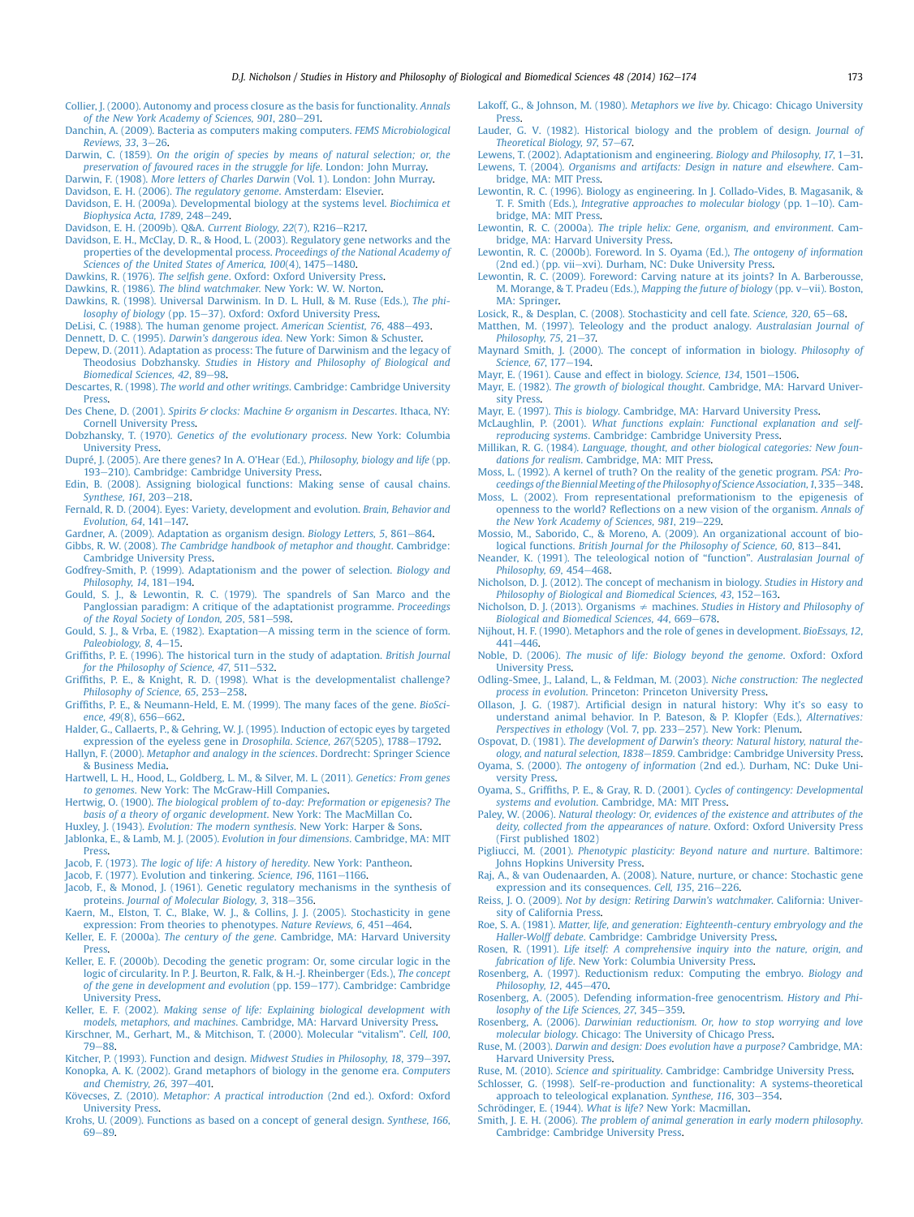Collier, J. (2000). Autonomy and process closure as the basis for functionality. *Annals of the New York Academy of Sciences, 901*, 280–291.

Danchin, A. (2009). Bacteria as computers making computers. *FEMS Microbiological Reviews, 33*, 3–26.

Darwin, C. (1859). *On the origin of species by means of natural selection; or, the preservation of favoured races in the struggle for life*. London: John Murray.

Darwin, F. (1908). *More letters of Charles Darwin* (Vol. 1). London: John Murray.

Davidson, E. H. (2006). *The regulatory genome*. Amsterdam: Elsevier.

Davidson, E. H. (2009a). Developmental biology at the systems level. *Biochimica et Biophysica Acta, 1789*, 248–249.

Davidson, E. H. (2009b). Q&A. *Current Biology, 22*(7), R216–R217.

Davidson, E. H., McClay, D. R., & Hood, L. (2003). Regulatory gene networks and the properties of the developmental process. *Proceedings of the National Academy of Sciences of the United States of America, 100*(4), 1475–1480.

Dawkins, R. (1976). *The selfish gene*. Oxford: Oxford University Press.

Dawkins, R. (1986). *The blind watchmaker*. New York: W. W. Norton.

Dawkins, R. (1998). Universal Darwinism. In D. L. Hull, & M. Ruse (Eds.), *The philosophy of biology* (pp. 15–37). Oxford: Oxford University Press.

DeLisi, C. (1988). The human genome project. *American Scientist, 76*, 488–493.

Dennett, D. C. (1995). *Darwin's dangerous idea*. New York: Simon & Schuster.

Depew, D. (2011). Adaptation as process: The future of Darwinism and the legacy of Theodosius Dobzhansky. *Studies in History and Philosophy of Biological and Biomedical Sciences, 42*, 89–98.

Descartes, R. (1998). *The world and other writings*. Cambridge: Cambridge University Press.

Des Chene, D. (2001). *Spirits & clocks: Machine & organism in Descartes*. Ithaca, NY: Cornell University Press.

Dobzhansky, T. (1970). *Genetics of the evolutionary process*. New York: Columbia University Press.

Dupré, J. (2005). Are there genes? In A. O'Hear (Ed.), *Philosophy, biology and life* (pp. 193–210). Cambridge: Cambridge University Press.

Edin, B. (2008). Assigning biological functions: Making sense of causal chains. *Synthese, 161*, 203–218.

Fernald, R. D. (2004). Eyes: Variety, development and evolution. *Brain, Behavior and Evolution, 64*, 141–147.

Gardner, A. (2009). Adaptation as organism design. *Biology Letters, 5*, 861–864.

Gibbs, R. W. (2008). *The Cambridge handbook of metaphor and thought*. Cambridge: Cambridge University Press.

Godfrey-Smith, P. (1999). Adaptationism and the power of selection. *Biology and Philosophy, 14*, 181–194.

Gould, S. J., & Lewontin, R. C. (1979). The spandrels of San Marco and the Panglossian paradigm: A critique of the adaptationist programme. *Proceedings of the Royal Society of London, 205*, 581–598.

Gould, S. J., & Vrba, E. (1982). Exaptation—A missing term in the science of form. *Paleobiology, 8*, 4–15.

Griffiths, P. E. (1996). The historical turn in the study of adaptation. *British Journal for the Philosophy of Science, 47*, 511–532.

Griffiths, P. E., & Knight, R. D. (1998). What is the developmentalist challenge? *Philosophy of Science, 65*, 253–258.

Griffiths, P. E., & Neumann-Held, E. M. (1999). The many faces of the gene. *BioScience, 49*(8), 656–662.

Halder, G., Callaerts, P., & Gehring, W. J. (1995). Induction of ectopic eyes by targeted expression of the eyeless gene in *Drosophila*. *Science, 267*(5205), 1788–1792.

Hallyn, F. (2000). *Metaphor and analogy in the sciences*. Dordrecht: Springer Science & Business Media.

Hartwell, L. H., Hood, L., Goldberg, L. M., & Silver, M. L. (2011). *Genetics: From genes to genomes*. New York: The McGraw-Hill Companies.

Hertwig, O. (1900). *The biological problem of to-day: Preformation or epigenesis? The basis of a theory of organic development*. New York: The MacMillan Co.

Huxley, J. (1943). *Evolution: The modern synthesis*. New York: Harper & Sons.

Jablonka, E., & Lamb, M. J. (2005). *Evolution in four dimensions*. Cambridge, MA: MIT Press.

Jacob, F. (1973). *The logic of life: A history of heredity*. New York: Pantheon.

Jacob, F. (1977). Evolution and tinkering. *Science, 196*, 1161–1166.

Jacob, F., & Monod, J. (1961). Genetic regulatory mechanisms in the synthesis of proteins. *Journal of Molecular Biology, 3*, 318–356.

Kaern, M., Elston, T. C., Blake, W. J., & Collins, J. J. (2005). Stochasticity in gene expression: From theories to phenotypes. *Nature Reviews, 6*, 451–464.

Keller, E. F. (2000a). *The century of the gene*. Cambridge, MA: Harvard University Press.

Keller, E. F. (2000b). Decoding the genetic program: Or, some circular logic in the logic of circularity. In P. J. Beurton, R. Falk, & H.-J. Rheinberger (Eds.), *The concept of the gene in development and evolution* (pp. 159–177). Cambridge: Cambridge University Press.

Keller, E. F. (2002). *Making sense of life: Explaining biological development with models, metaphors, and machines*. Cambridge, MA: Harvard University Press.

Kirschner, M., Gerhart, M., & Mitchison, T. (2000). Molecular "vitalism". *Cell, 100*, 79–88.

Kitcher, P. (1993). Function and design. *Midwest Studies in Philosophy, 18*, 379–397.

Konopka, A. K. (2002). Grand metaphors of biology in the genome era. *Computers and Chemistry, 26*, 397–401.

Kövecses, Z. (2010). *Metaphor: A practical introduction* (2nd ed.). Oxford: Oxford University Press.

Krohs, U. (2009). Functions as based on a concept of general design. *Synthese, 166*, 69–89.

Lakoff, G., & Johnson, M. (1980). *Metaphors we live by*. Chicago: Chicago University Press.

Lauder, G. V. (1982). Historical biology and the problem of design. *Journal of Theoretical Biology, 97*, 57–67.

Lewens, T. (2002). Adaptationism and engineering. *Biology and Philosophy, 17*, 1–31.

Lewens, T. (2004). *Organisms and artifacts: Design in nature and elsewhere*. Cambridge, MA: MIT Press.

Lewontin, R. C. (1996). Biology as engineering. In J. Collado-Vides, B. Magasanik, & T. F. Smith (Eds.), *Integrative approaches to molecular biology* (pp. 1–10). Cambridge, MA: MIT Press.

Lewontin, R. C. (2000a). *The triple helix: Gene, organism, and environment*. Cambridge, MA: Harvard University Press.

Lewontin, R. C. (2000b). Foreword. In S. Oyama (Ed.), *The ontogeny of information* (2nd ed.) (pp. vii–xvi). Durham, NC: Duke University Press.

Lewontin, R. C. (2009). Foreword: Carving nature at its joints? In A. Barberousse, M. Morange, & T. Pradeu (Eds.), *Mapping the future of biology* (pp. v–vii). Boston, MA: Springer.

Losick, R., & Desplan, C. (2008). Stochasticity and cell fate. *Science, 320*, 65–68.

Matthen, M. (1997). Teleology and the product analogy. *Australasian Journal of Philosophy, 75*, 21–37.

Maynard Smith, J. (2000). The concept of information in biology. *Philosophy of Science, 67*, 177–194.

Mayr, E. (1961). Cause and effect in biology. *Science, 134*, 1501–1506.

Mayr, E. (1982). *The growth of biological thought*. Cambridge, MA: Harvard University Press.

Mayr, E. (1997). *This is biology*. Cambridge, MA: Harvard University Press.

McLaughlin, P. (2001). *What functions explain: Functional explanation and self-reproducing systems*. Cambridge: Cambridge University Press.

Millikan, R. G. (1984). *Language, thought, and other biological categories: New foundations for realism*. Cambridge, MA: MIT Press.

Moss, L. (1992). A kernel of truth? On the reality of the genetic program. *PSA: Proceedings of the Biennial Meeting of the Philosophy of Science Association, 1*, 335–348.

Moss, L. (2002). From representational preformationism to the epigenesis of openness to the world? Reflections on a new vision of the organism. *Annals of the New York Academy of Sciences, 981*, 219–229.

Mossio, M., Saborido, C., & Moreno, A. (2009). An organizational account of biological functions. *British Journal for the Philosophy of Science, 60*, 813–841.

Neander, K. (1991). The teleological notion of "function". *Australasian Journal of Philosophy, 69*, 454–468.

Nicholson, D. J. (2012). The concept of mechanism in biology. *Studies in History and Philosophy of Biological and Biomedical Sciences, 43*, 152–163.

Nicholson, D. J. (2013). Organisms ≠ machines. *Studies in History and Philosophy of Biological and Biomedical Sciences, 44*, 669–678.

Nijhout, H. F. (1990). Metaphors and the role of genes in development. *BioEssays, 12*, 441–446.

Noble, D. (2006). *The music of life: Biology beyond the genome*. Oxford: Oxford University Press.

Odling-Smee, J., Laland, L., & Feldman, M. (2003). *Niche construction: The neglected process in evolution*. Princeton: Princeton University Press.

Ollason, J. G. (1987). Artificial design in natural history: Why it's so easy to understand animal behavior. In P. Bateson, & P. Klopfer (Eds.), *Alternatives: Perspectives in ethology* (Vol. 7, pp. 233–257). New York: Plenum.

Ospovat, D. (1981). *The development of Darwin's theory: Natural history, natural theology, and natural selection, 1838–1859*. Cambridge: Cambridge University Press.

Oyama, S. (2000). *The ontogeny of information* (2nd ed.). Durham, NC: Duke University Press.

Oyama, S., Griffiths, P. E., & Gray, R. D. (2001). *Cycles of contingency: Developmental systems and evolution*. Cambridge, MA: MIT Press.

Paley, W. (2006). *Natural theology: Or, evidences of the existence and attributes of the deity, collected from the appearances of nature*. Oxford: Oxford University Press (First published 1802)

Pigliucci, M. (2001). *Phenotypic plasticity: Beyond nature and nurture*. Baltimore: Johns Hopkins University Press.

Raj, A., & van Oudenaarden, A. (2008). Nature, nurture, or chance: Stochastic gene expression and its consequences. *Cell, 135*, 216–226.

Reiss, J. O. (2009). *Not by design: Retiring Darwin's watchmaker*. California: University of California Press.

Roe, S. A. (1981). *Matter, life, and generation: Eighteenth-century embryology and the Haller-Wolff debate*. Cambridge: Cambridge University Press.

Rosen, R. (1991). *Life itself: A comprehensive inquiry into the nature, origin, and fabrication of life*. New York: Columbia University Press.

Rosenberg, A. (1997). Reductionism redux: Computing the embryo. *Biology and Philosophy, 12*, 445–470.

Rosenberg, A. (2005). Defending information-free genocentrism. *History and Philosophy of the Life Sciences, 27*, 345–359.

Rosenberg, A. (2006). *Darwinian reductionism. Or, how to stop worrying and love molecular biology*. Chicago: The University of Chicago Press.

Ruse, M. (2003). *Darwin and design: Does evolution have a purpose?* Cambridge, MA: Harvard University Press.

Ruse, M. (2010). *Science and spirituality*. Cambridge: Cambridge University Press.

Schlosser, G. (1998). Self-re-production and functionality: A systems-theoretical approach to teleological explanation. *Synthese, 116*, 303–354.

Schrödinger, E. (1944). *What is life?* New York: Macmillan.

Smith, J. E. H. (2006). *The problem of animal generation in early modern philosophy*. Cambridge: Cambridge University Press.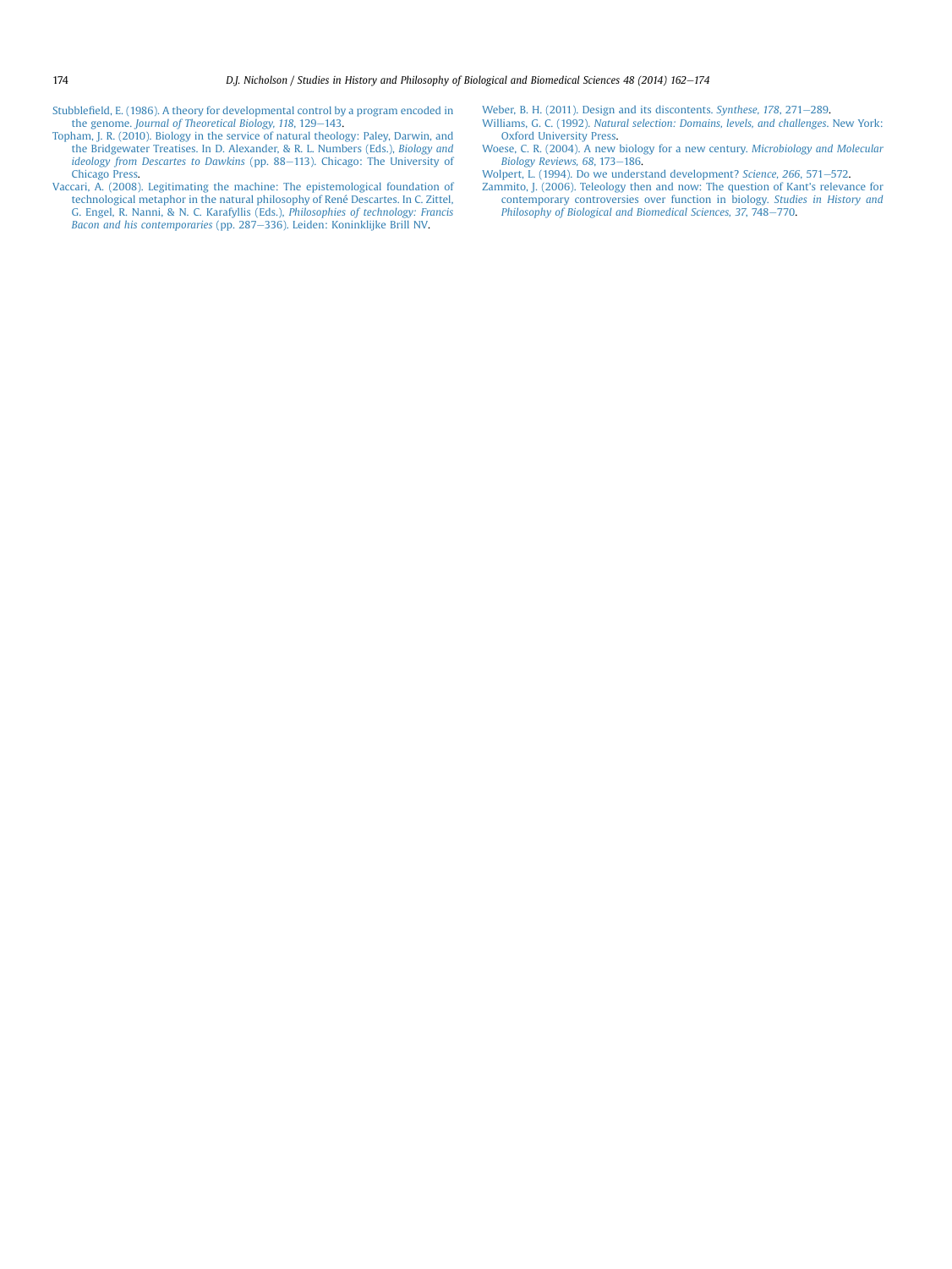Stubblefield, E. (1986). A theory for developmental control by a program encoded in the genome. *Journal of Theoretical Biology, 118*, 129–143.

Topham, J. R. (2010). Biology in the service of natural theology: Paley, Darwin, and the Bridgewater Treatises. In D. Alexander, & R. L. Numbers (Eds.), *Biology and ideology from Descartes to Dawkins* (pp. 88–113). Chicago: The University of Chicago Press.

Vaccari, A. (2008). Legitimating the machine: The epistemological foundation of technological metaphor in the natural philosophy of René Descartes. In C. Zittel, G. Engel, R. Nanni, & N. C. Karafyllis (Eds.), *Philosophies of technology: Francis Bacon and his contemporaries* (pp. 287–336). Leiden: Koninklijke Brill NV.

Weber, B. H. (2011). Design and its discontents. *Synthese, 178*, 271–289.

Williams, G. C. (1992). *Natural selection: Domains, levels, and challenges*. New York: Oxford University Press.

Woese, C. R. (2004). A new biology for a new century. *Microbiology and Molecular Biology Reviews, 68*, 173–186.

Wolpert, L. (1994). Do we understand development? *Science, 266*, 571–572.

Zammito, J. (2006). Teleology then and now: The question of Kant's relevance for contemporary controversies over function in biology. *Studies in History and Philosophy of Biological and Biomedical Sciences, 37*, 748–770.